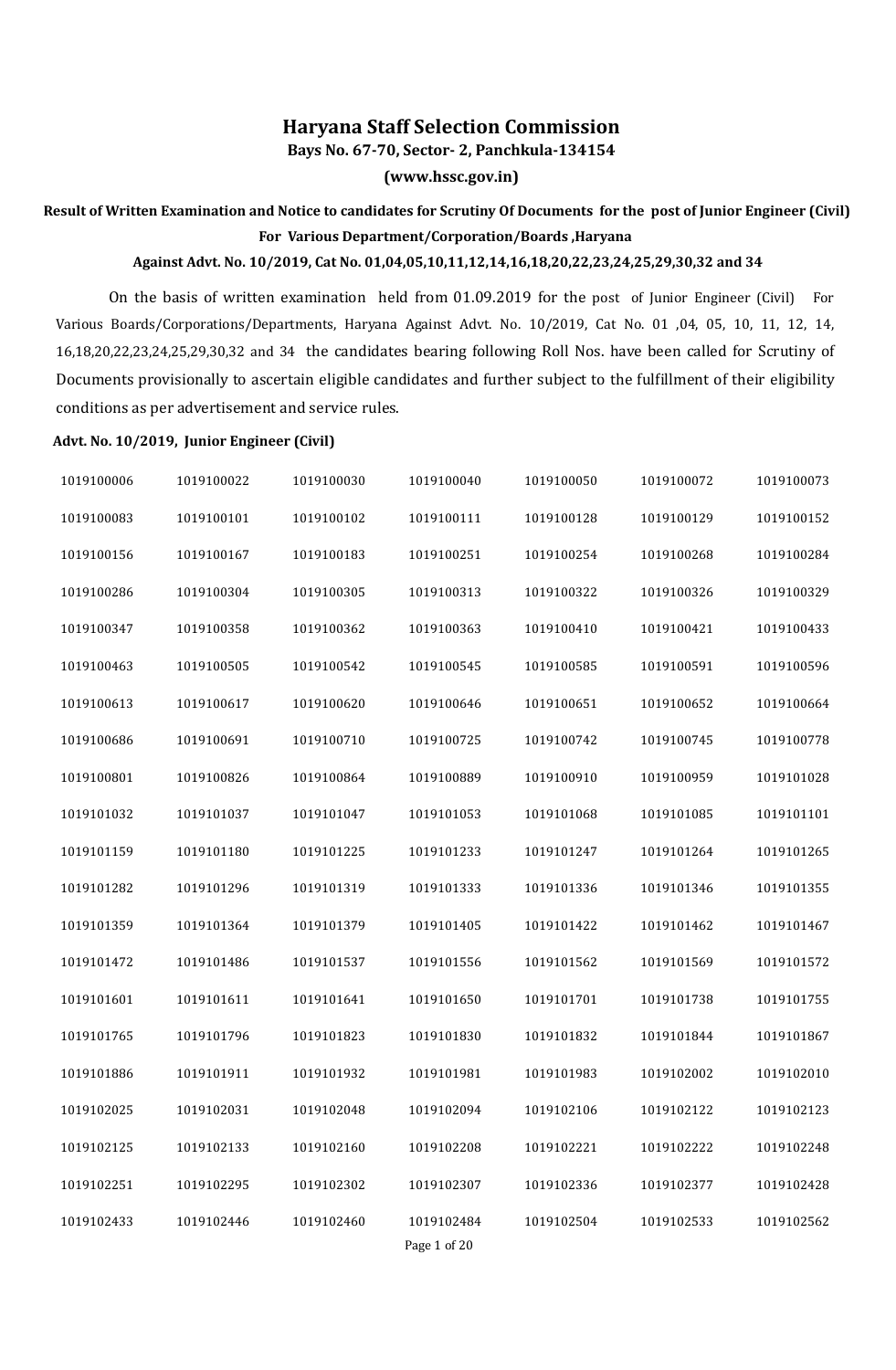# Haryana Staff Selection Commission

**Bays No. 67-70, Sector- 2, Panchkula-134154**

**(www.hssc.gov.in)**

**Result of Written Examination and Notice to candidates for Scrutiny Of Documents for the post of Junior Engineer (Civil) For Various Department/Corporation/Boards ,Haryana**

**Against Advt. No. 10/2019, Cat No. 01,04,05,10,11,12,14,16,18,20,22,23,24,25,29,30,32 and 34**

On the basis of written examination held from 01.09.2019 for the post of Junior Engineer (Civil) For Various Boards/Corporations/Departments, Haryana Against Advt. No. 10/2019, Cat No. 01 ,04, 05, 10, 11, 12, 14, 16,18,20,22,23,24,25,29,30,32 and 34 the candidates bearing following Roll Nos. have been called for Scrutiny of Documents provisionally to ascertain eligible candidates and further subject to the fulfillment of their eligibility conditions as per advertisement and service rules.

**Advt. No. 10/2019, Junior Engineer (Civil)**

| | | | | | | |
|---|---|---|---|---|---|---|
| 1019100006 | 1019100022 | 1019100030 | 1019100040 | 1019100050 | 1019100072 | 1019100073 |
| 1019100083 | 1019100101 | 1019100102 | 1019100111 | 1019100128 | 1019100129 | 1019100152 |
| 1019100156 | 1019100167 | 1019100183 | 1019100251 | 1019100254 | 1019100268 | 1019100284 |
| 1019100286 | 1019100304 | 1019100305 | 1019100313 | 1019100322 | 1019100326 | 1019100329 |
| 1019100347 | 1019100358 | 1019100362 | 1019100363 | 1019100410 | 1019100421 | 1019100433 |
| 1019100463 | 1019100505 | 1019100542 | 1019100545 | 1019100585 | 1019100591 | 1019100596 |
| 1019100613 | 1019100617 | 1019100620 | 1019100646 | 1019100651 | 1019100652 | 1019100664 |
| 1019100686 | 1019100691 | 1019100710 | 1019100725 | 1019100742 | 1019100745 | 1019100778 |
| 1019100801 | 1019100826 | 1019100864 | 1019100889 | 1019100910 | 1019100959 | 1019101028 |
| 1019101032 | 1019101037 | 1019101047 | 1019101053 | 1019101068 | 1019101085 | 1019101101 |
| 1019101159 | 1019101180 | 1019101225 | 1019101233 | 1019101247 | 1019101264 | 1019101265 |
| 1019101282 | 1019101296 | 1019101319 | 1019101333 | 1019101336 | 1019101346 | 1019101355 |
| 1019101359 | 1019101364 | 1019101379 | 1019101405 | 1019101422 | 1019101462 | 1019101467 |
| 1019101472 | 1019101486 | 1019101537 | 1019101556 | 1019101562 | 1019101569 | 1019101572 |
| 1019101601 | 1019101611 | 1019101641 | 1019101650 | 1019101701 | 1019101738 | 1019101755 |
| 1019101765 | 1019101796 | 1019101823 | 1019101830 | 1019101832 | 1019101844 | 1019101867 |
| 1019101886 | 1019101911 | 1019101932 | 1019101981 | 1019101983 | 1019102002 | 1019102010 |
| 1019102025 | 1019102031 | 1019102048 | 1019102094 | 1019102106 | 1019102122 | 1019102123 |
| 1019102125 | 1019102133 | 1019102160 | 1019102208 | 1019102221 | 1019102222 | 1019102248 |
| 1019102251 | 1019102295 | 1019102302 | 1019102307 | 1019102336 | 1019102377 | 1019102428 |
| 1019102433 | 1019102446 | 1019102460 | 1019102484 | 1019102504 | 1019102533 | 1019102562 |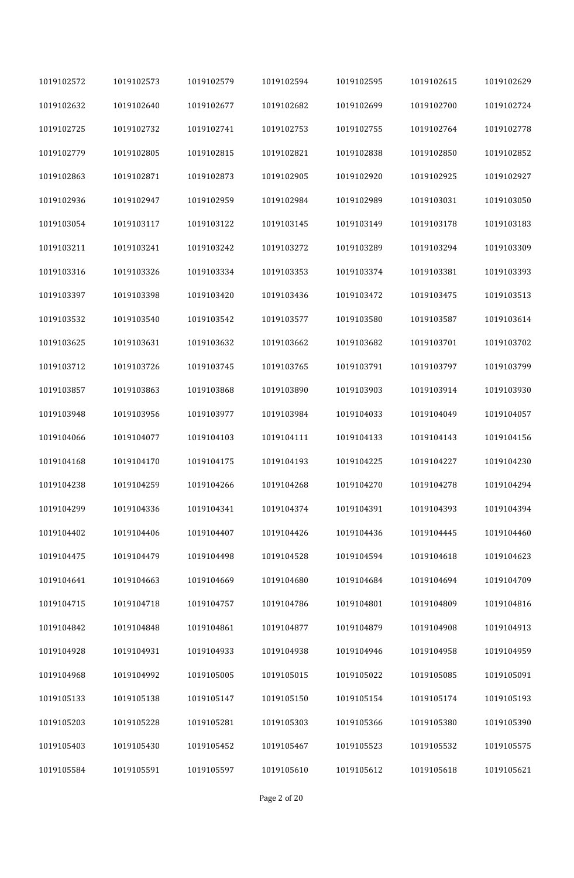| | | | | | | |
|---|---|---|---|---|---|---|
| 1019102572 | 1019102573 | 1019102579 | 1019102594 | 1019102595 | 1019102615 | 1019102629 |
| 1019102632 | 1019102640 | 1019102677 | 1019102682 | 1019102699 | 1019102700 | 1019102724 |
| 1019102725 | 1019102732 | 1019102741 | 1019102753 | 1019102755 | 1019102764 | 1019102778 |
| 1019102779 | 1019102805 | 1019102815 | 1019102821 | 1019102838 | 1019102850 | 1019102852 |
| 1019102863 | 1019102871 | 1019102873 | 1019102905 | 1019102920 | 1019102925 | 1019102927 |
| 1019102936 | 1019102947 | 1019102959 | 1019102984 | 1019102989 | 1019103031 | 1019103050 |
| 1019103054 | 1019103117 | 1019103122 | 1019103145 | 1019103149 | 1019103178 | 1019103183 |
| 1019103211 | 1019103241 | 1019103242 | 1019103272 | 1019103289 | 1019103294 | 1019103309 |
| 1019103316 | 1019103326 | 1019103334 | 1019103353 | 1019103374 | 1019103381 | 1019103393 |
| 1019103397 | 1019103398 | 1019103420 | 1019103436 | 1019103472 | 1019103475 | 1019103513 |
| 1019103532 | 1019103540 | 1019103542 | 1019103577 | 1019103580 | 1019103587 | 1019103614 |
| 1019103625 | 1019103631 | 1019103632 | 1019103662 | 1019103682 | 1019103701 | 1019103702 |
| 1019103712 | 1019103726 | 1019103745 | 1019103765 | 1019103791 | 1019103797 | 1019103799 |
| 1019103857 | 1019103863 | 1019103868 | 1019103890 | 1019103903 | 1019103914 | 1019103930 |
| 1019103948 | 1019103956 | 1019103977 | 1019103984 | 1019104033 | 1019104049 | 1019104057 |
| 1019104066 | 1019104077 | 1019104103 | 1019104111 | 1019104133 | 1019104143 | 1019104156 |
| 1019104168 | 1019104170 | 1019104175 | 1019104193 | 1019104225 | 1019104227 | 1019104230 |
| 1019104238 | 1019104259 | 1019104266 | 1019104268 | 1019104270 | 1019104278 | 1019104294 |
| 1019104299 | 1019104336 | 1019104341 | 1019104374 | 1019104391 | 1019104393 | 1019104394 |
| 1019104402 | 1019104406 | 1019104407 | 1019104426 | 1019104436 | 1019104445 | 1019104460 |
| 1019104475 | 1019104479 | 1019104498 | 1019104528 | 1019104594 | 1019104618 | 1019104623 |
| 1019104641 | 1019104663 | 1019104669 | 1019104680 | 1019104684 | 1019104694 | 1019104709 |
| 1019104715 | 1019104718 | 1019104757 | 1019104786 | 1019104801 | 1019104809 | 1019104816 |
| 1019104842 | 1019104848 | 1019104861 | 1019104877 | 1019104879 | 1019104908 | 1019104913 |
| 1019104928 | 1019104931 | 1019104933 | 1019104938 | 1019104946 | 1019104958 | 1019104959 |
| 1019104968 | 1019104992 | 1019105005 | 1019105015 | 1019105022 | 1019105085 | 1019105091 |
| 1019105133 | 1019105138 | 1019105147 | 1019105150 | 1019105154 | 1019105174 | 1019105193 |
| 1019105203 | 1019105228 | 1019105281 | 1019105303 | 1019105366 | 1019105380 | 1019105390 |
| 1019105403 | 1019105430 | 1019105452 | 1019105467 | 1019105523 | 1019105532 | 1019105575 |
| 1019105584 | 1019105591 | 1019105597 | 1019105610 | 1019105612 | 1019105618 | 1019105621 |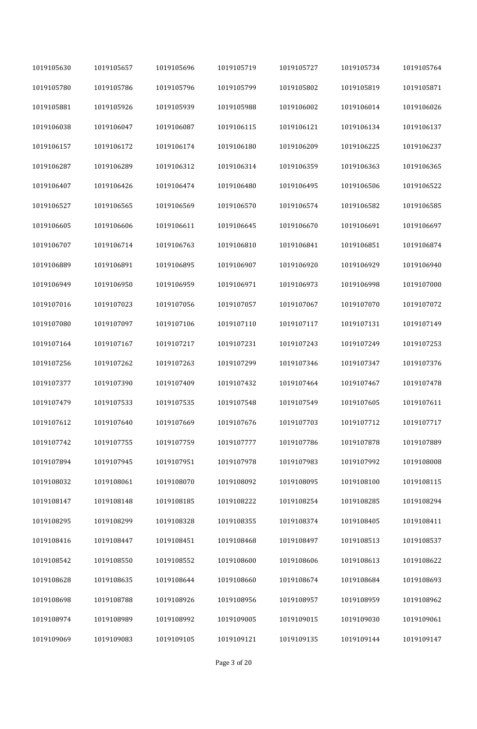| | | | | | | |
|---|---|---|---|---|---|---|
| 1019105630 | 1019105657 | 1019105696 | 1019105719 | 1019105727 | 1019105734 | 1019105764 |
| 1019105780 | 1019105786 | 1019105796 | 1019105799 | 1019105802 | 1019105819 | 1019105871 |
| 1019105881 | 1019105926 | 1019105939 | 1019105988 | 1019106002 | 1019106014 | 1019106026 |
| 1019106038 | 1019106047 | 1019106087 | 1019106115 | 1019106121 | 1019106134 | 1019106137 |
| 1019106157 | 1019106172 | 1019106174 | 1019106180 | 1019106209 | 1019106225 | 1019106237 |
| 1019106287 | 1019106289 | 1019106312 | 1019106314 | 1019106359 | 1019106363 | 1019106365 |
| 1019106407 | 1019106426 | 1019106474 | 1019106480 | 1019106495 | 1019106506 | 1019106522 |
| 1019106527 | 1019106565 | 1019106569 | 1019106570 | 1019106574 | 1019106582 | 1019106585 |
| 1019106605 | 1019106606 | 1019106611 | 1019106645 | 1019106670 | 1019106691 | 1019106697 |
| 1019106707 | 1019106714 | 1019106763 | 1019106810 | 1019106841 | 1019106851 | 1019106874 |
| 1019106889 | 1019106891 | 1019106895 | 1019106907 | 1019106920 | 1019106929 | 1019106940 |
| 1019106949 | 1019106950 | 1019106959 | 1019106971 | 1019106973 | 1019106998 | 1019107000 |
| 1019107016 | 1019107023 | 1019107056 | 1019107057 | 1019107067 | 1019107070 | 1019107072 |
| 1019107080 | 1019107097 | 1019107106 | 1019107110 | 1019107117 | 1019107131 | 1019107149 |
| 1019107164 | 1019107167 | 1019107217 | 1019107231 | 1019107243 | 1019107249 | 1019107253 |
| 1019107256 | 1019107262 | 1019107263 | 1019107299 | 1019107346 | 1019107347 | 1019107376 |
| 1019107377 | 1019107390 | 1019107409 | 1019107432 | 1019107464 | 1019107467 | 1019107478 |
| 1019107479 | 1019107533 | 1019107535 | 1019107548 | 1019107549 | 1019107605 | 1019107611 |
| 1019107612 | 1019107640 | 1019107669 | 1019107676 | 1019107703 | 1019107712 | 1019107717 |
| 1019107742 | 1019107755 | 1019107759 | 1019107777 | 1019107786 | 1019107878 | 1019107889 |
| 1019107894 | 1019107945 | 1019107951 | 1019107978 | 1019107983 | 1019107992 | 1019108008 |
| 1019108032 | 1019108061 | 1019108070 | 1019108092 | 1019108095 | 1019108100 | 1019108115 |
| 1019108147 | 1019108148 | 1019108185 | 1019108222 | 1019108254 | 1019108285 | 1019108294 |
| 1019108295 | 1019108299 | 1019108328 | 1019108355 | 1019108374 | 1019108405 | 1019108411 |
| 1019108416 | 1019108447 | 1019108451 | 1019108468 | 1019108497 | 1019108513 | 1019108537 |
| 1019108542 | 1019108550 | 1019108552 | 1019108600 | 1019108606 | 1019108613 | 1019108622 |
| 1019108628 | 1019108635 | 1019108644 | 1019108660 | 1019108674 | 1019108684 | 1019108693 |
| 1019108698 | 1019108788 | 1019108926 | 1019108956 | 1019108957 | 1019108959 | 1019108962 |
| 1019108974 | 1019108989 | 1019108992 | 1019109005 | 1019109015 | 1019109030 | 1019109061 |
| 1019109069 | 1019109083 | 1019109105 | 1019109121 | 1019109135 | 1019109144 | 1019109147 |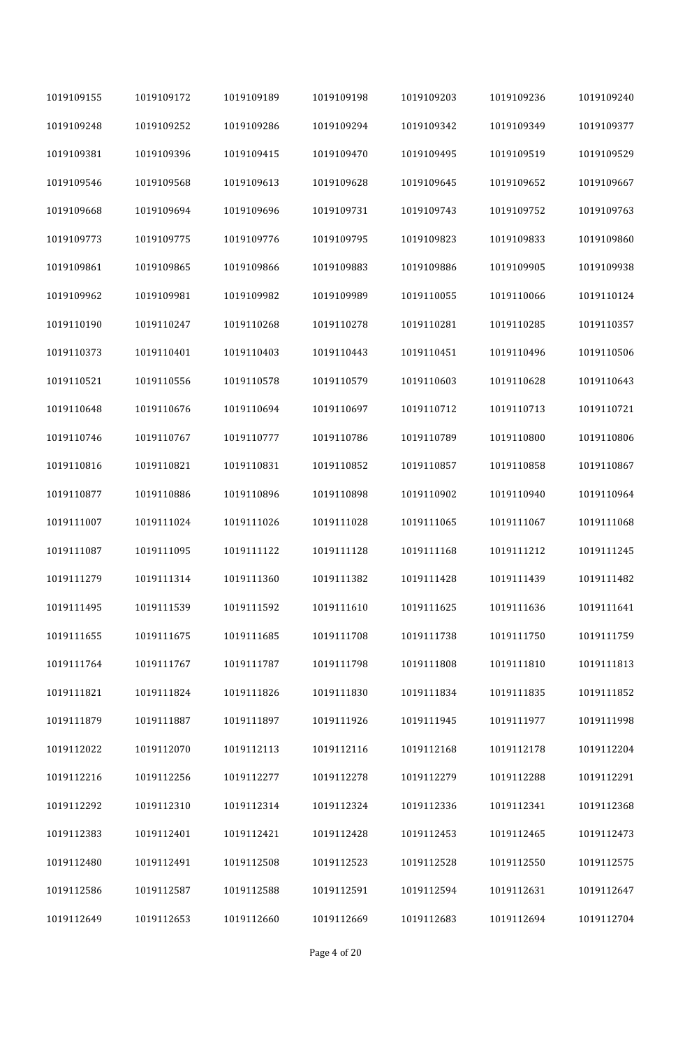| | | | | | | |
|---|---|---|---|---|---|---|
| 1019109155 | 1019109172 | 1019109189 | 1019109198 | 1019109203 | 1019109236 | 1019109240 |
| 1019109248 | 1019109252 | 1019109286 | 1019109294 | 1019109342 | 1019109349 | 1019109377 |
| 1019109381 | 1019109396 | 1019109415 | 1019109470 | 1019109495 | 1019109519 | 1019109529 |
| 1019109546 | 1019109568 | 1019109613 | 1019109628 | 1019109645 | 1019109652 | 1019109667 |
| 1019109668 | 1019109694 | 1019109696 | 1019109731 | 1019109743 | 1019109752 | 1019109763 |
| 1019109773 | 1019109775 | 1019109776 | 1019109795 | 1019109823 | 1019109833 | 1019109860 |
| 1019109861 | 1019109865 | 1019109866 | 1019109883 | 1019109886 | 1019109905 | 1019109938 |
| 1019109962 | 1019109981 | 1019109982 | 1019109989 | 1019110055 | 1019110066 | 1019110124 |
| 1019110190 | 1019110247 | 1019110268 | 1019110278 | 1019110281 | 1019110285 | 1019110357 |
| 1019110373 | 1019110401 | 1019110403 | 1019110443 | 1019110451 | 1019110496 | 1019110506 |
| 1019110521 | 1019110556 | 1019110578 | 1019110579 | 1019110603 | 1019110628 | 1019110643 |
| 1019110648 | 1019110676 | 1019110694 | 1019110697 | 1019110712 | 1019110713 | 1019110721 |
| 1019110746 | 1019110767 | 1019110777 | 1019110786 | 1019110789 | 1019110800 | 1019110806 |
| 1019110816 | 1019110821 | 1019110831 | 1019110852 | 1019110857 | 1019110858 | 1019110867 |
| 1019110877 | 1019110886 | 1019110896 | 1019110898 | 1019110902 | 1019110940 | 1019110964 |
| 1019111007 | 1019111024 | 1019111026 | 1019111028 | 1019111065 | 1019111067 | 1019111068 |
| 1019111087 | 1019111095 | 1019111122 | 1019111128 | 1019111168 | 1019111212 | 1019111245 |
| 1019111279 | 1019111314 | 1019111360 | 1019111382 | 1019111428 | 1019111439 | 1019111482 |
| 1019111495 | 1019111539 | 1019111592 | 1019111610 | 1019111625 | 1019111636 | 1019111641 |
| 1019111655 | 1019111675 | 1019111685 | 1019111708 | 1019111738 | 1019111750 | 1019111759 |
| 1019111764 | 1019111767 | 1019111787 | 1019111798 | 1019111808 | 1019111810 | 1019111813 |
| 1019111821 | 1019111824 | 1019111826 | 1019111830 | 1019111834 | 1019111835 | 1019111852 |
| 1019111879 | 1019111887 | 1019111897 | 1019111926 | 1019111945 | 1019111977 | 1019111998 |
| 1019112022 | 1019112070 | 1019112113 | 1019112116 | 1019112168 | 1019112178 | 1019112204 |
| 1019112216 | 1019112256 | 1019112277 | 1019112278 | 1019112279 | 1019112288 | 1019112291 |
| 1019112292 | 1019112310 | 1019112314 | 1019112324 | 1019112336 | 1019112341 | 1019112368 |
| 1019112383 | 1019112401 | 1019112421 | 1019112428 | 1019112453 | 1019112465 | 1019112473 |
| 1019112480 | 1019112491 | 1019112508 | 1019112523 | 1019112528 | 1019112550 | 1019112575 |
| 1019112586 | 1019112587 | 1019112588 | 1019112591 | 1019112594 | 1019112631 | 1019112647 |
| 1019112649 | 1019112653 | 1019112660 | 1019112669 | 1019112683 | 1019112694 | 1019112704 |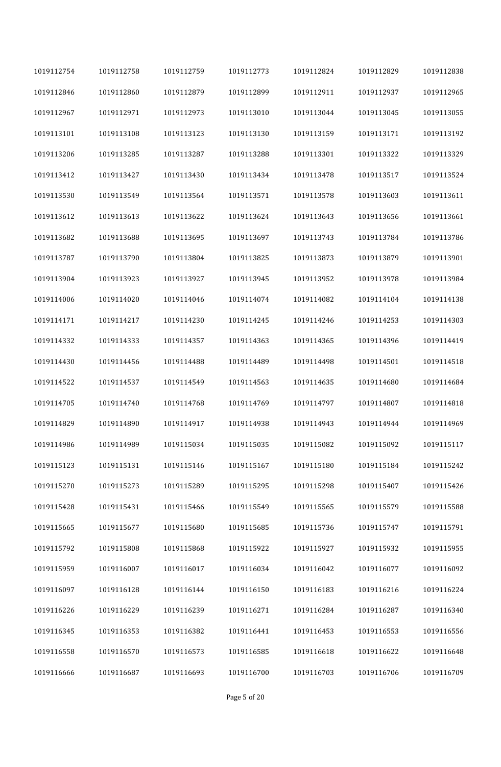| | | | | | | |
|---|---|---|---|---|---|---|
| 1019112754 | 1019112758 | 1019112759 | 1019112773 | 1019112824 | 1019112829 | 1019112838 |
| 1019112846 | 1019112860 | 1019112879 | 1019112899 | 1019112911 | 1019112937 | 1019112965 |
| 1019112967 | 1019112971 | 1019112973 | 1019113010 | 1019113044 | 1019113045 | 1019113055 |
| 1019113101 | 1019113108 | 1019113123 | 1019113130 | 1019113159 | 1019113171 | 1019113192 |
| 1019113206 | 1019113285 | 1019113287 | 1019113288 | 1019113301 | 1019113322 | 1019113329 |
| 1019113412 | 1019113427 | 1019113430 | 1019113434 | 1019113478 | 1019113517 | 1019113524 |
| 1019113530 | 1019113549 | 1019113564 | 1019113571 | 1019113578 | 1019113603 | 1019113611 |
| 1019113612 | 1019113613 | 1019113622 | 1019113624 | 1019113643 | 1019113656 | 1019113661 |
| 1019113682 | 1019113688 | 1019113695 | 1019113697 | 1019113743 | 1019113784 | 1019113786 |
| 1019113787 | 1019113790 | 1019113804 | 1019113825 | 1019113873 | 1019113879 | 1019113901 |
| 1019113904 | 1019113923 | 1019113927 | 1019113945 | 1019113952 | 1019113978 | 1019113984 |
| 1019114006 | 1019114020 | 1019114046 | 1019114074 | 1019114082 | 1019114104 | 1019114138 |
| 1019114171 | 1019114217 | 1019114230 | 1019114245 | 1019114246 | 1019114253 | 1019114303 |
| 1019114332 | 1019114333 | 1019114357 | 1019114363 | 1019114365 | 1019114396 | 1019114419 |
| 1019114430 | 1019114456 | 1019114488 | 1019114489 | 1019114498 | 1019114501 | 1019114518 |
| 1019114522 | 1019114537 | 1019114549 | 1019114563 | 1019114635 | 1019114680 | 1019114684 |
| 1019114705 | 1019114740 | 1019114768 | 1019114769 | 1019114797 | 1019114807 | 1019114818 |
| 1019114829 | 1019114890 | 1019114917 | 1019114938 | 1019114943 | 1019114944 | 1019114969 |
| 1019114986 | 1019114989 | 1019115034 | 1019115035 | 1019115082 | 1019115092 | 1019115117 |
| 1019115123 | 1019115131 | 1019115146 | 1019115167 | 1019115180 | 1019115184 | 1019115242 |
| 1019115270 | 1019115273 | 1019115289 | 1019115295 | 1019115298 | 1019115407 | 1019115426 |
| 1019115428 | 1019115431 | 1019115466 | 1019115549 | 1019115565 | 1019115579 | 1019115588 |
| 1019115665 | 1019115677 | 1019115680 | 1019115685 | 1019115736 | 1019115747 | 1019115791 |
| 1019115792 | 1019115808 | 1019115868 | 1019115922 | 1019115927 | 1019115932 | 1019115955 |
| 1019115959 | 1019116007 | 1019116017 | 1019116034 | 1019116042 | 1019116077 | 1019116092 |
| 1019116097 | 1019116128 | 1019116144 | 1019116150 | 1019116183 | 1019116216 | 1019116224 |
| 1019116226 | 1019116229 | 1019116239 | 1019116271 | 1019116284 | 1019116287 | 1019116340 |
| 1019116345 | 1019116353 | 1019116382 | 1019116441 | 1019116453 | 1019116553 | 1019116556 |
| 1019116558 | 1019116570 | 1019116573 | 1019116585 | 1019116618 | 1019116622 | 1019116648 |
| 1019116666 | 1019116687 | 1019116693 | 1019116700 | 1019116703 | 1019116706 | 1019116709 |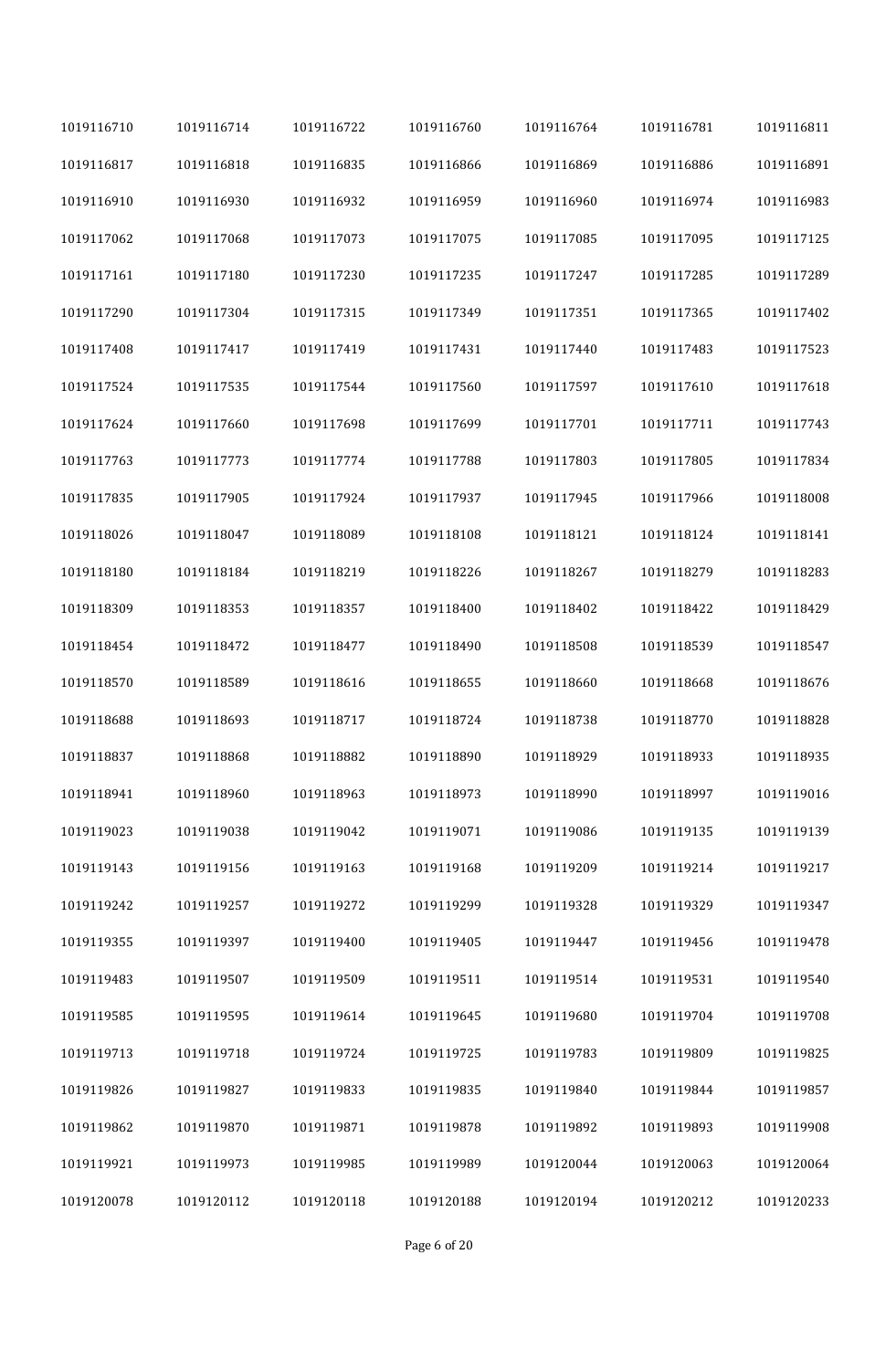| | | | | | | |
|---|---|---|---|---|---|---|
| 1019116710 | 1019116714 | 1019116722 | 1019116760 | 1019116764 | 1019116781 | 1019116811 |
| 1019116817 | 1019116818 | 1019116835 | 1019116866 | 1019116869 | 1019116886 | 1019116891 |
| 1019116910 | 1019116930 | 1019116932 | 1019116959 | 1019116960 | 1019116974 | 1019116983 |
| 1019117062 | 1019117068 | 1019117073 | 1019117075 | 1019117085 | 1019117095 | 1019117125 |
| 1019117161 | 1019117180 | 1019117230 | 1019117235 | 1019117247 | 1019117285 | 1019117289 |
| 1019117290 | 1019117304 | 1019117315 | 1019117349 | 1019117351 | 1019117365 | 1019117402 |
| 1019117408 | 1019117417 | 1019117419 | 1019117431 | 1019117440 | 1019117483 | 1019117523 |
| 1019117524 | 1019117535 | 1019117544 | 1019117560 | 1019117597 | 1019117610 | 1019117618 |
| 1019117624 | 1019117660 | 1019117698 | 1019117699 | 1019117701 | 1019117711 | 1019117743 |
| 1019117763 | 1019117773 | 1019117774 | 1019117788 | 1019117803 | 1019117805 | 1019117834 |
| 1019117835 | 1019117905 | 1019117924 | 1019117937 | 1019117945 | 1019117966 | 1019118008 |
| 1019118026 | 1019118047 | 1019118089 | 1019118108 | 1019118121 | 1019118124 | 1019118141 |
| 1019118180 | 1019118184 | 1019118219 | 1019118226 | 1019118267 | 1019118279 | 1019118283 |
| 1019118309 | 1019118353 | 1019118357 | 1019118400 | 1019118402 | 1019118422 | 1019118429 |
| 1019118454 | 1019118472 | 1019118477 | 1019118490 | 1019118508 | 1019118539 | 1019118547 |
| 1019118570 | 1019118589 | 1019118616 | 1019118655 | 1019118660 | 1019118668 | 1019118676 |
| 1019118688 | 1019118693 | 1019118717 | 1019118724 | 1019118738 | 1019118770 | 1019118828 |
| 1019118837 | 1019118868 | 1019118882 | 1019118890 | 1019118929 | 1019118933 | 1019118935 |
| 1019118941 | 1019118960 | 1019118963 | 1019118973 | 1019118990 | 1019118997 | 1019119016 |
| 1019119023 | 1019119038 | 1019119042 | 1019119071 | 1019119086 | 1019119135 | 1019119139 |
| 1019119143 | 1019119156 | 1019119163 | 1019119168 | 1019119209 | 1019119214 | 1019119217 |
| 1019119242 | 1019119257 | 1019119272 | 1019119299 | 1019119328 | 1019119329 | 1019119347 |
| 1019119355 | 1019119397 | 1019119400 | 1019119405 | 1019119447 | 1019119456 | 1019119478 |
| 1019119483 | 1019119507 | 1019119509 | 1019119511 | 1019119514 | 1019119531 | 1019119540 |
| 1019119585 | 1019119595 | 1019119614 | 1019119645 | 1019119680 | 1019119704 | 1019119708 |
| 1019119713 | 1019119718 | 1019119724 | 1019119725 | 1019119783 | 1019119809 | 1019119825 |
| 1019119826 | 1019119827 | 1019119833 | 1019119835 | 1019119840 | 1019119844 | 1019119857 |
| 1019119862 | 1019119870 | 1019119871 | 1019119878 | 1019119892 | 1019119893 | 1019119908 |
| 1019119921 | 1019119973 | 1019119985 | 1019119989 | 1019120044 | 1019120063 | 1019120064 |
| 1019120078 | 1019120112 | 1019120118 | 1019120188 | 1019120194 | 1019120212 | 1019120233 |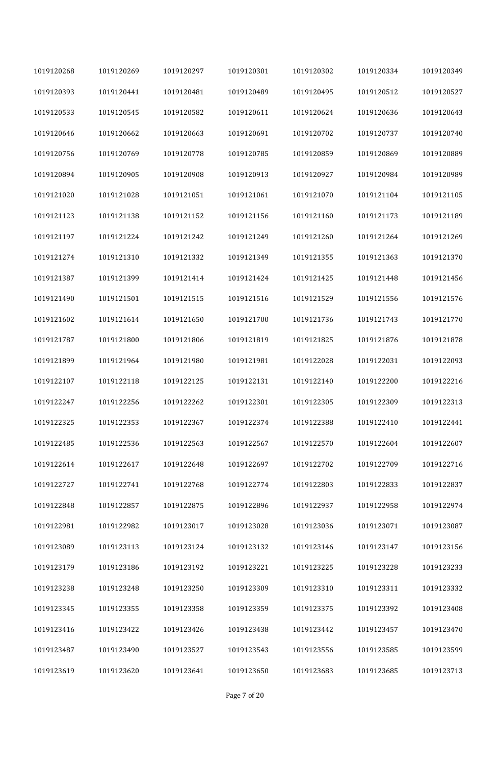| | | | | | | |
|---|---|---|---|---|---|---|
| 1019120268 | 1019120269 | 1019120297 | 1019120301 | 1019120302 | 1019120334 | 1019120349 |
| 1019120393 | 1019120441 | 1019120481 | 1019120489 | 1019120495 | 1019120512 | 1019120527 |
| 1019120533 | 1019120545 | 1019120582 | 1019120611 | 1019120624 | 1019120636 | 1019120643 |
| 1019120646 | 1019120662 | 1019120663 | 1019120691 | 1019120702 | 1019120737 | 1019120740 |
| 1019120756 | 1019120769 | 1019120778 | 1019120785 | 1019120859 | 1019120869 | 1019120889 |
| 1019120894 | 1019120905 | 1019120908 | 1019120913 | 1019120927 | 1019120984 | 1019120989 |
| 1019121020 | 1019121028 | 1019121051 | 1019121061 | 1019121070 | 1019121104 | 1019121105 |
| 1019121123 | 1019121138 | 1019121152 | 1019121156 | 1019121160 | 1019121173 | 1019121189 |
| 1019121197 | 1019121224 | 1019121242 | 1019121249 | 1019121260 | 1019121264 | 1019121269 |
| 1019121274 | 1019121310 | 1019121332 | 1019121349 | 1019121355 | 1019121363 | 1019121370 |
| 1019121387 | 1019121399 | 1019121414 | 1019121424 | 1019121425 | 1019121448 | 1019121456 |
| 1019121490 | 1019121501 | 1019121515 | 1019121516 | 1019121529 | 1019121556 | 1019121576 |
| 1019121602 | 1019121614 | 1019121650 | 1019121700 | 1019121736 | 1019121743 | 1019121770 |
| 1019121787 | 1019121800 | 1019121806 | 1019121819 | 1019121825 | 1019121876 | 1019121878 |
| 1019121899 | 1019121964 | 1019121980 | 1019121981 | 1019122028 | 1019122031 | 1019122093 |
| 1019122107 | 1019122118 | 1019122125 | 1019122131 | 1019122140 | 1019122200 | 1019122216 |
| 1019122247 | 1019122256 | 1019122262 | 1019122301 | 1019122305 | 1019122309 | 1019122313 |
| 1019122325 | 1019122353 | 1019122367 | 1019122374 | 1019122388 | 1019122410 | 1019122441 |
| 1019122485 | 1019122536 | 1019122563 | 1019122567 | 1019122570 | 1019122604 | 1019122607 |
| 1019122614 | 1019122617 | 1019122648 | 1019122697 | 1019122702 | 1019122709 | 1019122716 |
| 1019122727 | 1019122741 | 1019122768 | 1019122774 | 1019122803 | 1019122833 | 1019122837 |
| 1019122848 | 1019122857 | 1019122875 | 1019122896 | 1019122937 | 1019122958 | 1019122974 |
| 1019122981 | 1019122982 | 1019123017 | 1019123028 | 1019123036 | 1019123071 | 1019123087 |
| 1019123089 | 1019123113 | 1019123124 | 1019123132 | 1019123146 | 1019123147 | 1019123156 |
| 1019123179 | 1019123186 | 1019123192 | 1019123221 | 1019123225 | 1019123228 | 1019123233 |
| 1019123238 | 1019123248 | 1019123250 | 1019123309 | 1019123310 | 1019123311 | 1019123332 |
| 1019123345 | 1019123355 | 1019123358 | 1019123359 | 1019123375 | 1019123392 | 1019123408 |
| 1019123416 | 1019123422 | 1019123426 | 1019123438 | 1019123442 | 1019123457 | 1019123470 |
| 1019123487 | 1019123490 | 1019123527 | 1019123543 | 1019123556 | 1019123585 | 1019123599 |
| 1019123619 | 1019123620 | 1019123641 | 1019123650 | 1019123683 | 1019123685 | 1019123713 |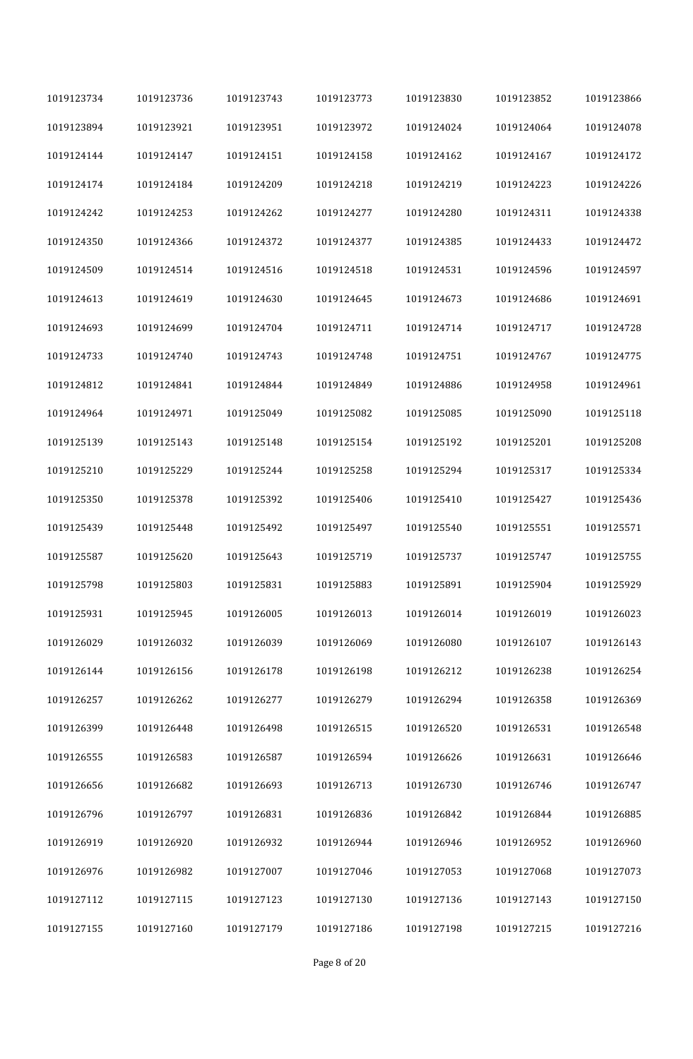| | | | | | | |
|---|---|---|---|---|---|---|
| 1019123734 | 1019123736 | 1019123743 | 1019123773 | 1019123830 | 1019123852 | 1019123866 |
| 1019123894 | 1019123921 | 1019123951 | 1019123972 | 1019124024 | 1019124064 | 1019124078 |
| 1019124144 | 1019124147 | 1019124151 | 1019124158 | 1019124162 | 1019124167 | 1019124172 |
| 1019124174 | 1019124184 | 1019124209 | 1019124218 | 1019124219 | 1019124223 | 1019124226 |
| 1019124242 | 1019124253 | 1019124262 | 1019124277 | 1019124280 | 1019124311 | 1019124338 |
| 1019124350 | 1019124366 | 1019124372 | 1019124377 | 1019124385 | 1019124433 | 1019124472 |
| 1019124509 | 1019124514 | 1019124516 | 1019124518 | 1019124531 | 1019124596 | 1019124597 |
| 1019124613 | 1019124619 | 1019124630 | 1019124645 | 1019124673 | 1019124686 | 1019124691 |
| 1019124693 | 1019124699 | 1019124704 | 1019124711 | 1019124714 | 1019124717 | 1019124728 |
| 1019124733 | 1019124740 | 1019124743 | 1019124748 | 1019124751 | 1019124767 | 1019124775 |
| 1019124812 | 1019124841 | 1019124844 | 1019124849 | 1019124886 | 1019124958 | 1019124961 |
| 1019124964 | 1019124971 | 1019125049 | 1019125082 | 1019125085 | 1019125090 | 1019125118 |
| 1019125139 | 1019125143 | 1019125148 | 1019125154 | 1019125192 | 1019125201 | 1019125208 |
| 1019125210 | 1019125229 | 1019125244 | 1019125258 | 1019125294 | 1019125317 | 1019125334 |
| 1019125350 | 1019125378 | 1019125392 | 1019125406 | 1019125410 | 1019125427 | 1019125436 |
| 1019125439 | 1019125448 | 1019125492 | 1019125497 | 1019125540 | 1019125551 | 1019125571 |
| 1019125587 | 1019125620 | 1019125643 | 1019125719 | 1019125737 | 1019125747 | 1019125755 |
| 1019125798 | 1019125803 | 1019125831 | 1019125883 | 1019125891 | 1019125904 | 1019125929 |
| 1019125931 | 1019125945 | 1019126005 | 1019126013 | 1019126014 | 1019126019 | 1019126023 |
| 1019126029 | 1019126032 | 1019126039 | 1019126069 | 1019126080 | 1019126107 | 1019126143 |
| 1019126144 | 1019126156 | 1019126178 | 1019126198 | 1019126212 | 1019126238 | 1019126254 |
| 1019126257 | 1019126262 | 1019126277 | 1019126279 | 1019126294 | 1019126358 | 1019126369 |
| 1019126399 | 1019126448 | 1019126498 | 1019126515 | 1019126520 | 1019126531 | 1019126548 |
| 1019126555 | 1019126583 | 1019126587 | 1019126594 | 1019126626 | 1019126631 | 1019126646 |
| 1019126656 | 1019126682 | 1019126693 | 1019126713 | 1019126730 | 1019126746 | 1019126747 |
| 1019126796 | 1019126797 | 1019126831 | 1019126836 | 1019126842 | 1019126844 | 1019126885 |
| 1019126919 | 1019126920 | 1019126932 | 1019126944 | 1019126946 | 1019126952 | 1019126960 |
| 1019126976 | 1019126982 | 1019127007 | 1019127046 | 1019127053 | 1019127068 | 1019127073 |
| 1019127112 | 1019127115 | 1019127123 | 1019127130 | 1019127136 | 1019127143 | 1019127150 |
| 1019127155 | 1019127160 | 1019127179 | 1019127186 | 1019127198 | 1019127215 | 1019127216 |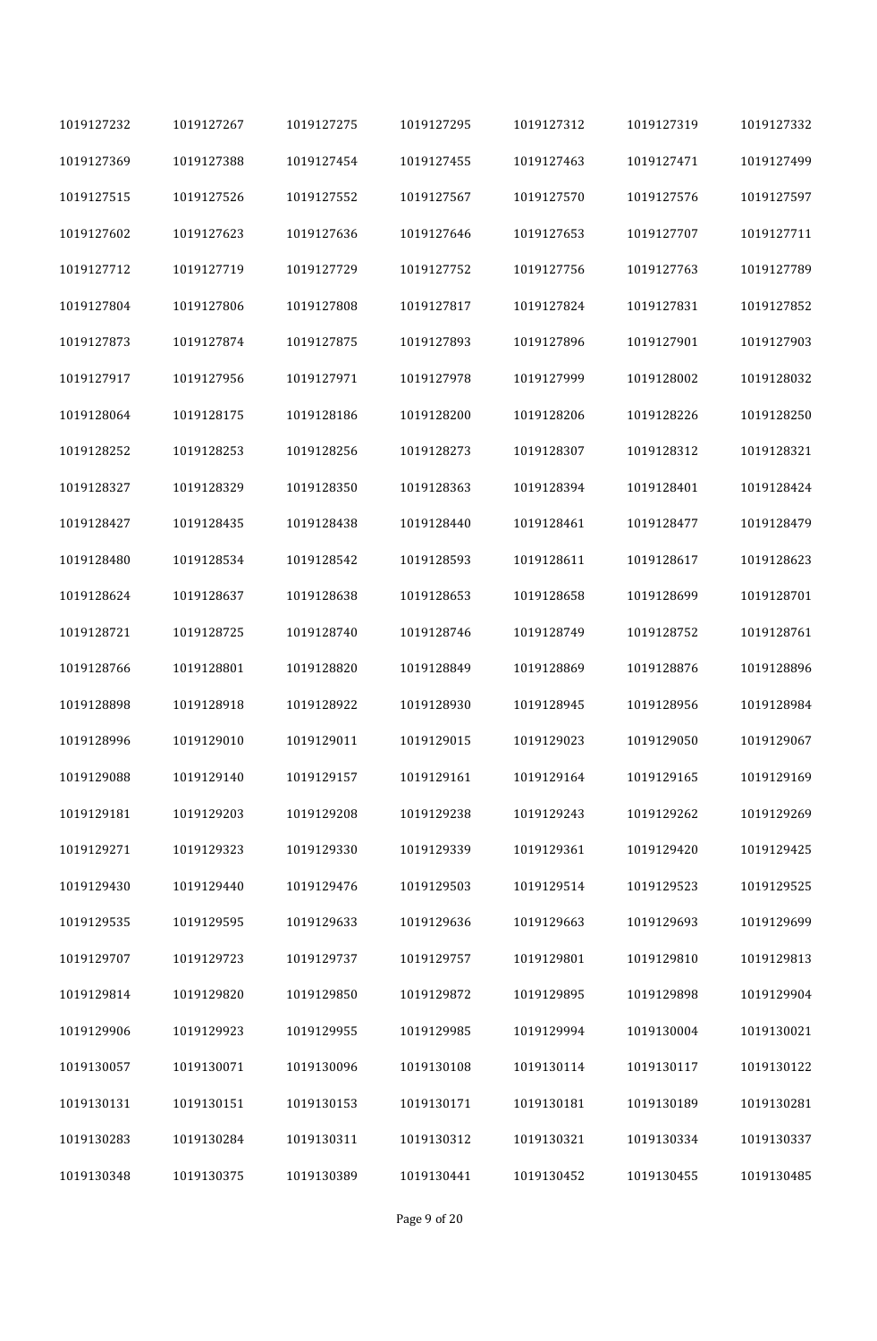| | | | | | | |
|---|---|---|---|---|---|---|
| 1019127232 | 1019127267 | 1019127275 | 1019127295 | 1019127312 | 1019127319 | 1019127332 |
| 1019127369 | 1019127388 | 1019127454 | 1019127455 | 1019127463 | 1019127471 | 1019127499 |
| 1019127515 | 1019127526 | 1019127552 | 1019127567 | 1019127570 | 1019127576 | 1019127597 |
| 1019127602 | 1019127623 | 1019127636 | 1019127646 | 1019127653 | 1019127707 | 1019127711 |
| 1019127712 | 1019127719 | 1019127729 | 1019127752 | 1019127756 | 1019127763 | 1019127789 |
| 1019127804 | 1019127806 | 1019127808 | 1019127817 | 1019127824 | 1019127831 | 1019127852 |
| 1019127873 | 1019127874 | 1019127875 | 1019127893 | 1019127896 | 1019127901 | 1019127903 |
| 1019127917 | 1019127956 | 1019127971 | 1019127978 | 1019127999 | 1019128002 | 1019128032 |
| 1019128064 | 1019128175 | 1019128186 | 1019128200 | 1019128206 | 1019128226 | 1019128250 |
| 1019128252 | 1019128253 | 1019128256 | 1019128273 | 1019128307 | 1019128312 | 1019128321 |
| 1019128327 | 1019128329 | 1019128350 | 1019128363 | 1019128394 | 1019128401 | 1019128424 |
| 1019128427 | 1019128435 | 1019128438 | 1019128440 | 1019128461 | 1019128477 | 1019128479 |
| 1019128480 | 1019128534 | 1019128542 | 1019128593 | 1019128611 | 1019128617 | 1019128623 |
| 1019128624 | 1019128637 | 1019128638 | 1019128653 | 1019128658 | 1019128699 | 1019128701 |
| 1019128721 | 1019128725 | 1019128740 | 1019128746 | 1019128749 | 1019128752 | 1019128761 |
| 1019128766 | 1019128801 | 1019128820 | 1019128849 | 1019128869 | 1019128876 | 1019128896 |
| 1019128898 | 1019128918 | 1019128922 | 1019128930 | 1019128945 | 1019128956 | 1019128984 |
| 1019128996 | 1019129010 | 1019129011 | 1019129015 | 1019129023 | 1019129050 | 1019129067 |
| 1019129088 | 1019129140 | 1019129157 | 1019129161 | 1019129164 | 1019129165 | 1019129169 |
| 1019129181 | 1019129203 | 1019129208 | 1019129238 | 1019129243 | 1019129262 | 1019129269 |
| 1019129271 | 1019129323 | 1019129330 | 1019129339 | 1019129361 | 1019129420 | 1019129425 |
| 1019129430 | 1019129440 | 1019129476 | 1019129503 | 1019129514 | 1019129523 | 1019129525 |
| 1019129535 | 1019129595 | 1019129633 | 1019129636 | 1019129663 | 1019129693 | 1019129699 |
| 1019129707 | 1019129723 | 1019129737 | 1019129757 | 1019129801 | 1019129810 | 1019129813 |
| 1019129814 | 1019129820 | 1019129850 | 1019129872 | 1019129895 | 1019129898 | 1019129904 |
| 1019129906 | 1019129923 | 1019129955 | 1019129985 | 1019129994 | 1019130004 | 1019130021 |
| 1019130057 | 1019130071 | 1019130096 | 1019130108 | 1019130114 | 1019130117 | 1019130122 |
| 1019130131 | 1019130151 | 1019130153 | 1019130171 | 1019130181 | 1019130189 | 1019130281 |
| 1019130283 | 1019130284 | 1019130311 | 1019130312 | 1019130321 | 1019130334 | 1019130337 |
| 1019130348 | 1019130375 | 1019130389 | 1019130441 | 1019130452 | 1019130455 | 1019130485 |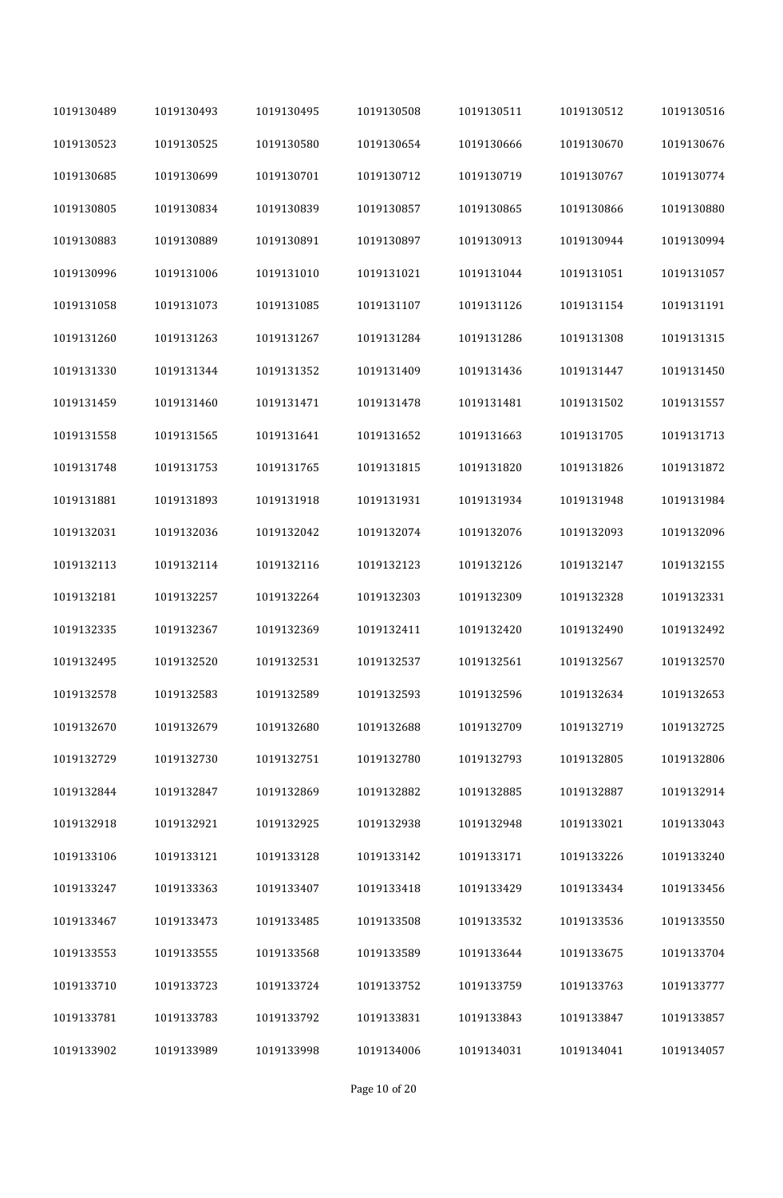| | | | | | | |
|---|---|---|---|---|---|---|
| 1019130489 | 1019130493 | 1019130495 | 1019130508 | 1019130511 | 1019130512 | 1019130516 |
| 1019130523 | 1019130525 | 1019130580 | 1019130654 | 1019130666 | 1019130670 | 1019130676 |
| 1019130685 | 1019130699 | 1019130701 | 1019130712 | 1019130719 | 1019130767 | 1019130774 |
| 1019130805 | 1019130834 | 1019130839 | 1019130857 | 1019130865 | 1019130866 | 1019130880 |
| 1019130883 | 1019130889 | 1019130891 | 1019130897 | 1019130913 | 1019130944 | 1019130994 |
| 1019130996 | 1019131006 | 1019131010 | 1019131021 | 1019131044 | 1019131051 | 1019131057 |
| 1019131058 | 1019131073 | 1019131085 | 1019131107 | 1019131126 | 1019131154 | 1019131191 |
| 1019131260 | 1019131263 | 1019131267 | 1019131284 | 1019131286 | 1019131308 | 1019131315 |
| 1019131330 | 1019131344 | 1019131352 | 1019131409 | 1019131436 | 1019131447 | 1019131450 |
| 1019131459 | 1019131460 | 1019131471 | 1019131478 | 1019131481 | 1019131502 | 1019131557 |
| 1019131558 | 1019131565 | 1019131641 | 1019131652 | 1019131663 | 1019131705 | 1019131713 |
| 1019131748 | 1019131753 | 1019131765 | 1019131815 | 1019131820 | 1019131826 | 1019131872 |
| 1019131881 | 1019131893 | 1019131918 | 1019131931 | 1019131934 | 1019131948 | 1019131984 |
| 1019132031 | 1019132036 | 1019132042 | 1019132074 | 1019132076 | 1019132093 | 1019132096 |
| 1019132113 | 1019132114 | 1019132116 | 1019132123 | 1019132126 | 1019132147 | 1019132155 |
| 1019132181 | 1019132257 | 1019132264 | 1019132303 | 1019132309 | 1019132328 | 1019132331 |
| 1019132335 | 1019132367 | 1019132369 | 1019132411 | 1019132420 | 1019132490 | 1019132492 |
| 1019132495 | 1019132520 | 1019132531 | 1019132537 | 1019132561 | 1019132567 | 1019132570 |
| 1019132578 | 1019132583 | 1019132589 | 1019132593 | 1019132596 | 1019132634 | 1019132653 |
| 1019132670 | 1019132679 | 1019132680 | 1019132688 | 1019132709 | 1019132719 | 1019132725 |
| 1019132729 | 1019132730 | 1019132751 | 1019132780 | 1019132793 | 1019132805 | 1019132806 |
| 1019132844 | 1019132847 | 1019132869 | 1019132882 | 1019132885 | 1019132887 | 1019132914 |
| 1019132918 | 1019132921 | 1019132925 | 1019132938 | 1019132948 | 1019133021 | 1019133043 |
| 1019133106 | 1019133121 | 1019133128 | 1019133142 | 1019133171 | 1019133226 | 1019133240 |
| 1019133247 | 1019133363 | 1019133407 | 1019133418 | 1019133429 | 1019133434 | 1019133456 |
| 1019133467 | 1019133473 | 1019133485 | 1019133508 | 1019133532 | 1019133536 | 1019133550 |
| 1019133553 | 1019133555 | 1019133568 | 1019133589 | 1019133644 | 1019133675 | 1019133704 |
| 1019133710 | 1019133723 | 1019133724 | 1019133752 | 1019133759 | 1019133763 | 1019133777 |
| 1019133781 | 1019133783 | 1019133792 | 1019133831 | 1019133843 | 1019133847 | 1019133857 |
| 1019133902 | 1019133989 | 1019133998 | 1019134006 | 1019134031 | 1019134041 | 1019134057 |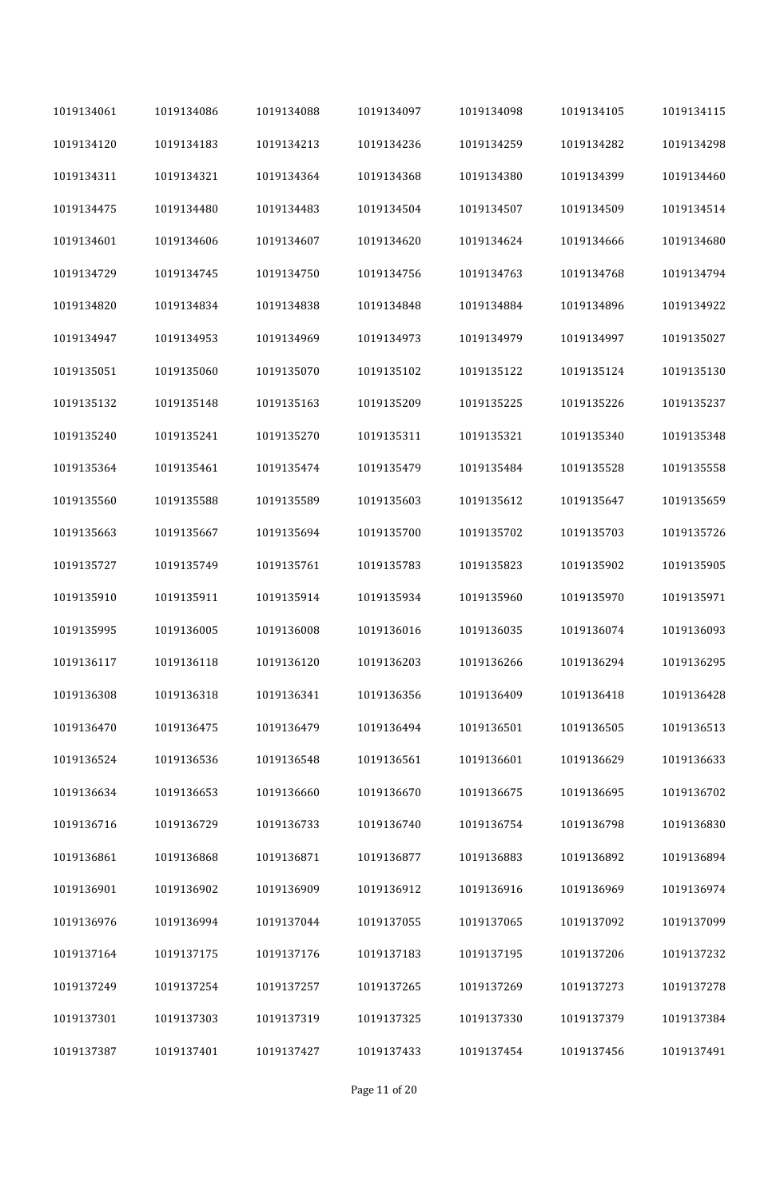| | | | | | | |
|---|---|---|---|---|---|---|
| 1019134061 | 1019134086 | 1019134088 | 1019134097 | 1019134098 | 1019134105 | 1019134115 |
| 1019134120 | 1019134183 | 1019134213 | 1019134236 | 1019134259 | 1019134282 | 1019134298 |
| 1019134311 | 1019134321 | 1019134364 | 1019134368 | 1019134380 | 1019134399 | 1019134460 |
| 1019134475 | 1019134480 | 1019134483 | 1019134504 | 1019134507 | 1019134509 | 1019134514 |
| 1019134601 | 1019134606 | 1019134607 | 1019134620 | 1019134624 | 1019134666 | 1019134680 |
| 1019134729 | 1019134745 | 1019134750 | 1019134756 | 1019134763 | 1019134768 | 1019134794 |
| 1019134820 | 1019134834 | 1019134838 | 1019134848 | 1019134884 | 1019134896 | 1019134922 |
| 1019134947 | 1019134953 | 1019134969 | 1019134973 | 1019134979 | 1019134997 | 1019135027 |
| 1019135051 | 1019135060 | 1019135070 | 1019135102 | 1019135122 | 1019135124 | 1019135130 |
| 1019135132 | 1019135148 | 1019135163 | 1019135209 | 1019135225 | 1019135226 | 1019135237 |
| 1019135240 | 1019135241 | 1019135270 | 1019135311 | 1019135321 | 1019135340 | 1019135348 |
| 1019135364 | 1019135461 | 1019135474 | 1019135479 | 1019135484 | 1019135528 | 1019135558 |
| 1019135560 | 1019135588 | 1019135589 | 1019135603 | 1019135612 | 1019135647 | 1019135659 |
| 1019135663 | 1019135667 | 1019135694 | 1019135700 | 1019135702 | 1019135703 | 1019135726 |
| 1019135727 | 1019135749 | 1019135761 | 1019135783 | 1019135823 | 1019135902 | 1019135905 |
| 1019135910 | 1019135911 | 1019135914 | 1019135934 | 1019135960 | 1019135970 | 1019135971 |
| 1019135995 | 1019136005 | 1019136008 | 1019136016 | 1019136035 | 1019136074 | 1019136093 |
| 1019136117 | 1019136118 | 1019136120 | 1019136203 | 1019136266 | 1019136294 | 1019136295 |
| 1019136308 | 1019136318 | 1019136341 | 1019136356 | 1019136409 | 1019136418 | 1019136428 |
| 1019136470 | 1019136475 | 1019136479 | 1019136494 | 1019136501 | 1019136505 | 1019136513 |
| 1019136524 | 1019136536 | 1019136548 | 1019136561 | 1019136601 | 1019136629 | 1019136633 |
| 1019136634 | 1019136653 | 1019136660 | 1019136670 | 1019136675 | 1019136695 | 1019136702 |
| 1019136716 | 1019136729 | 1019136733 | 1019136740 | 1019136754 | 1019136798 | 1019136830 |
| 1019136861 | 1019136868 | 1019136871 | 1019136877 | 1019136883 | 1019136892 | 1019136894 |
| 1019136901 | 1019136902 | 1019136909 | 1019136912 | 1019136916 | 1019136969 | 1019136974 |
| 1019136976 | 1019136994 | 1019137044 | 1019137055 | 1019137065 | 1019137092 | 1019137099 |
| 1019137164 | 1019137175 | 1019137176 | 1019137183 | 1019137195 | 1019137206 | 1019137232 |
| 1019137249 | 1019137254 | 1019137257 | 1019137265 | 1019137269 | 1019137273 | 1019137278 |
| 1019137301 | 1019137303 | 1019137319 | 1019137325 | 1019137330 | 1019137379 | 1019137384 |
| 1019137387 | 1019137401 | 1019137427 | 1019137433 | 1019137454 | 1019137456 | 1019137491 |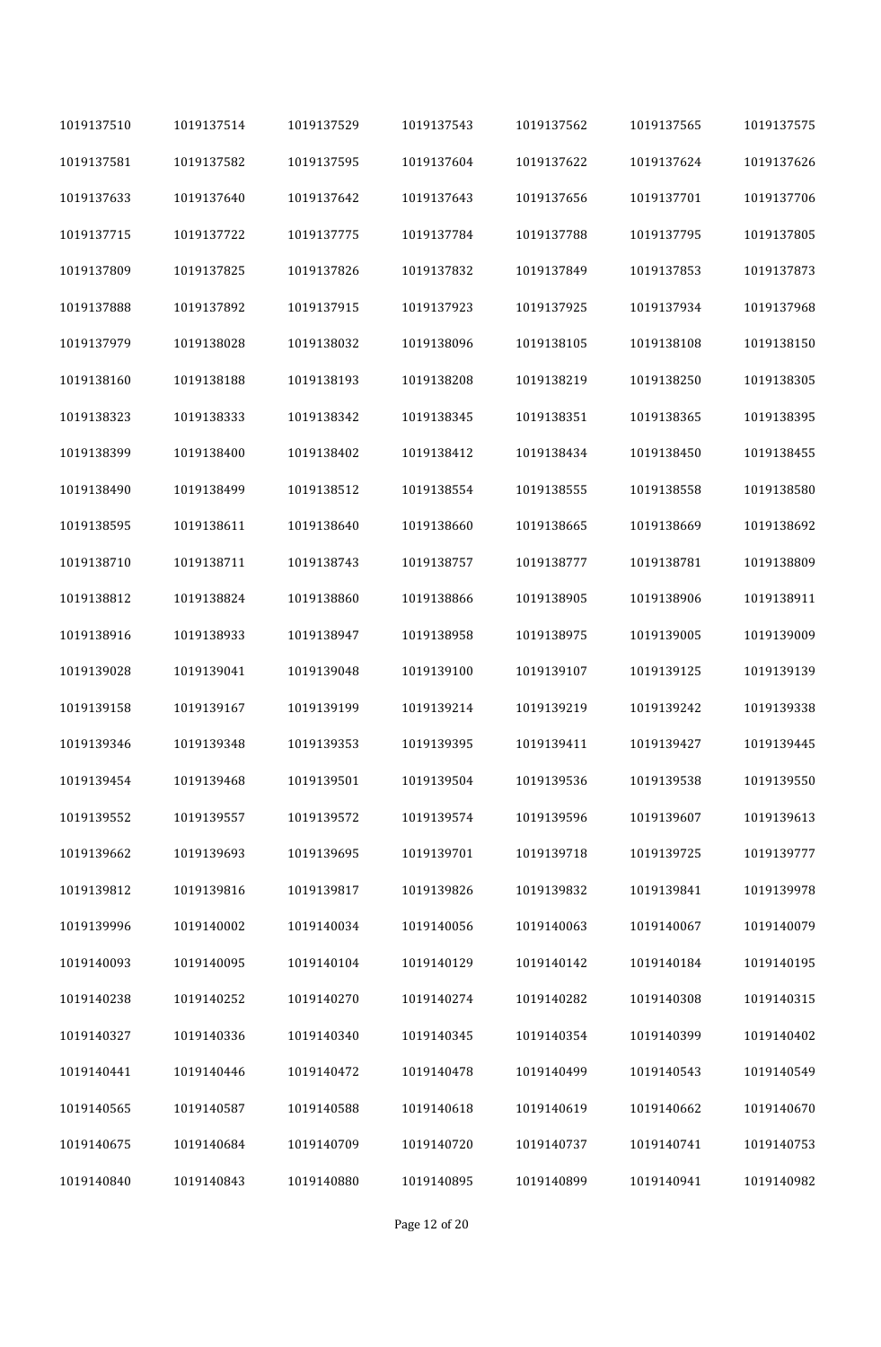| | | | | | | |
|---|---|---|---|---|---|---|
| 1019137510 | 1019137514 | 1019137529 | 1019137543 | 1019137562 | 1019137565 | 1019137575 |
| 1019137581 | 1019137582 | 1019137595 | 1019137604 | 1019137622 | 1019137624 | 1019137626 |
| 1019137633 | 1019137640 | 1019137642 | 1019137643 | 1019137656 | 1019137701 | 1019137706 |
| 1019137715 | 1019137722 | 1019137775 | 1019137784 | 1019137788 | 1019137795 | 1019137805 |
| 1019137809 | 1019137825 | 1019137826 | 1019137832 | 1019137849 | 1019137853 | 1019137873 |
| 1019137888 | 1019137892 | 1019137915 | 1019137923 | 1019137925 | 1019137934 | 1019137968 |
| 1019137979 | 1019138028 | 1019138032 | 1019138096 | 1019138105 | 1019138108 | 1019138150 |
| 1019138160 | 1019138188 | 1019138193 | 1019138208 | 1019138219 | 1019138250 | 1019138305 |
| 1019138323 | 1019138333 | 1019138342 | 1019138345 | 1019138351 | 1019138365 | 1019138395 |
| 1019138399 | 1019138400 | 1019138402 | 1019138412 | 1019138434 | 1019138450 | 1019138455 |
| 1019138490 | 1019138499 | 1019138512 | 1019138554 | 1019138555 | 1019138558 | 1019138580 |
| 1019138595 | 1019138611 | 1019138640 | 1019138660 | 1019138665 | 1019138669 | 1019138692 |
| 1019138710 | 1019138711 | 1019138743 | 1019138757 | 1019138777 | 1019138781 | 1019138809 |
| 1019138812 | 1019138824 | 1019138860 | 1019138866 | 1019138905 | 1019138906 | 1019138911 |
| 1019138916 | 1019138933 | 1019138947 | 1019138958 | 1019138975 | 1019139005 | 1019139009 |
| 1019139028 | 1019139041 | 1019139048 | 1019139100 | 1019139107 | 1019139125 | 1019139139 |
| 1019139158 | 1019139167 | 1019139199 | 1019139214 | 1019139219 | 1019139242 | 1019139338 |
| 1019139346 | 1019139348 | 1019139353 | 1019139395 | 1019139411 | 1019139427 | 1019139445 |
| 1019139454 | 1019139468 | 1019139501 | 1019139504 | 1019139536 | 1019139538 | 1019139550 |
| 1019139552 | 1019139557 | 1019139572 | 1019139574 | 1019139596 | 1019139607 | 1019139613 |
| 1019139662 | 1019139693 | 1019139695 | 1019139701 | 1019139718 | 1019139725 | 1019139777 |
| 1019139812 | 1019139816 | 1019139817 | 1019139826 | 1019139832 | 1019139841 | 1019139978 |
| 1019139996 | 1019140002 | 1019140034 | 1019140056 | 1019140063 | 1019140067 | 1019140079 |
| 1019140093 | 1019140095 | 1019140104 | 1019140129 | 1019140142 | 1019140184 | 1019140195 |
| 1019140238 | 1019140252 | 1019140270 | 1019140274 | 1019140282 | 1019140308 | 1019140315 |
| 1019140327 | 1019140336 | 1019140340 | 1019140345 | 1019140354 | 1019140399 | 1019140402 |
| 1019140441 | 1019140446 | 1019140472 | 1019140478 | 1019140499 | 1019140543 | 1019140549 |
| 1019140565 | 1019140587 | 1019140588 | 1019140618 | 1019140619 | 1019140662 | 1019140670 |
| 1019140675 | 1019140684 | 1019140709 | 1019140720 | 1019140737 | 1019140741 | 1019140753 |
| 1019140840 | 1019140843 | 1019140880 | 1019140895 | 1019140899 | 1019140941 | 1019140982 |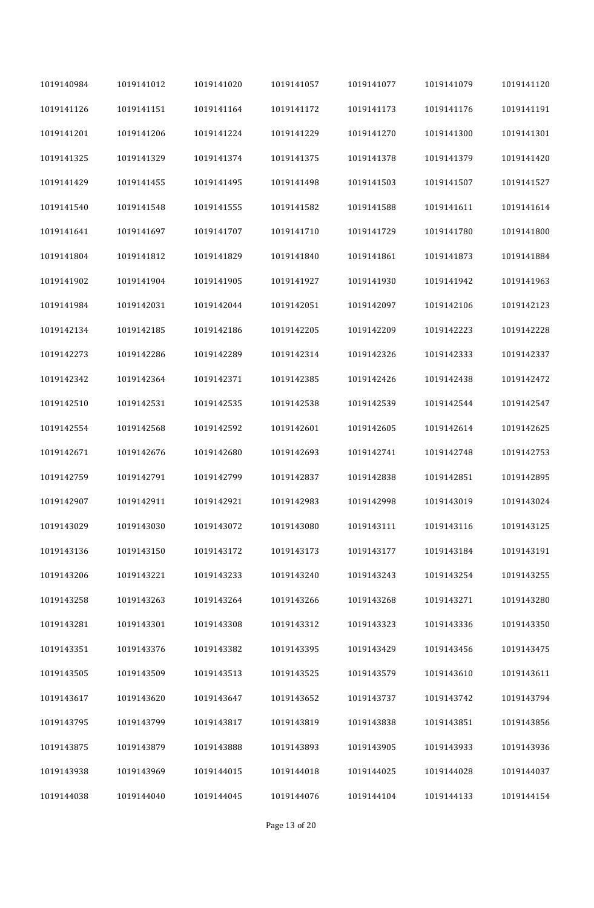| | | | | | | |
|---|---|---|---|---|---|---|
| 1019140984 | 1019141012 | 1019141020 | 1019141057 | 1019141077 | 1019141079 | 1019141120 |
| 1019141126 | 1019141151 | 1019141164 | 1019141172 | 1019141173 | 1019141176 | 1019141191 |
| 1019141201 | 1019141206 | 1019141224 | 1019141229 | 1019141270 | 1019141300 | 1019141301 |
| 1019141325 | 1019141329 | 1019141374 | 1019141375 | 1019141378 | 1019141379 | 1019141420 |
| 1019141429 | 1019141455 | 1019141495 | 1019141498 | 1019141503 | 1019141507 | 1019141527 |
| 1019141540 | 1019141548 | 1019141555 | 1019141582 | 1019141588 | 1019141611 | 1019141614 |
| 1019141641 | 1019141697 | 1019141707 | 1019141710 | 1019141729 | 1019141780 | 1019141800 |
| 1019141804 | 1019141812 | 1019141829 | 1019141840 | 1019141861 | 1019141873 | 1019141884 |
| 1019141902 | 1019141904 | 1019141905 | 1019141927 | 1019141930 | 1019141942 | 1019141963 |
| 1019141984 | 1019142031 | 1019142044 | 1019142051 | 1019142097 | 1019142106 | 1019142123 |
| 1019142134 | 1019142185 | 1019142186 | 1019142205 | 1019142209 | 1019142223 | 1019142228 |
| 1019142273 | 1019142286 | 1019142289 | 1019142314 | 1019142326 | 1019142333 | 1019142337 |
| 1019142342 | 1019142364 | 1019142371 | 1019142385 | 1019142426 | 1019142438 | 1019142472 |
| 1019142510 | 1019142531 | 1019142535 | 1019142538 | 1019142539 | 1019142544 | 1019142547 |
| 1019142554 | 1019142568 | 1019142592 | 1019142601 | 1019142605 | 1019142614 | 1019142625 |
| 1019142671 | 1019142676 | 1019142680 | 1019142693 | 1019142741 | 1019142748 | 1019142753 |
| 1019142759 | 1019142791 | 1019142799 | 1019142837 | 1019142838 | 1019142851 | 1019142895 |
| 1019142907 | 1019142911 | 1019142921 | 1019142983 | 1019142998 | 1019143019 | 1019143024 |
| 1019143029 | 1019143030 | 1019143072 | 1019143080 | 1019143111 | 1019143116 | 1019143125 |
| 1019143136 | 1019143150 | 1019143172 | 1019143173 | 1019143177 | 1019143184 | 1019143191 |
| 1019143206 | 1019143221 | 1019143233 | 1019143240 | 1019143243 | 1019143254 | 1019143255 |
| 1019143258 | 1019143263 | 1019143264 | 1019143266 | 1019143268 | 1019143271 | 1019143280 |
| 1019143281 | 1019143301 | 1019143308 | 1019143312 | 1019143323 | 1019143336 | 1019143350 |
| 1019143351 | 1019143376 | 1019143382 | 1019143395 | 1019143429 | 1019143456 | 1019143475 |
| 1019143505 | 1019143509 | 1019143513 | 1019143525 | 1019143579 | 1019143610 | 1019143611 |
| 1019143617 | 1019143620 | 1019143647 | 1019143652 | 1019143737 | 1019143742 | 1019143794 |
| 1019143795 | 1019143799 | 1019143817 | 1019143819 | 1019143838 | 1019143851 | 1019143856 |
| 1019143875 | 1019143879 | 1019143888 | 1019143893 | 1019143905 | 1019143933 | 1019143936 |
| 1019143938 | 1019143969 | 1019144015 | 1019144018 | 1019144025 | 1019144028 | 1019144037 |
| 1019144038 | 1019144040 | 1019144045 | 1019144076 | 1019144104 | 1019144133 | 1019144154 |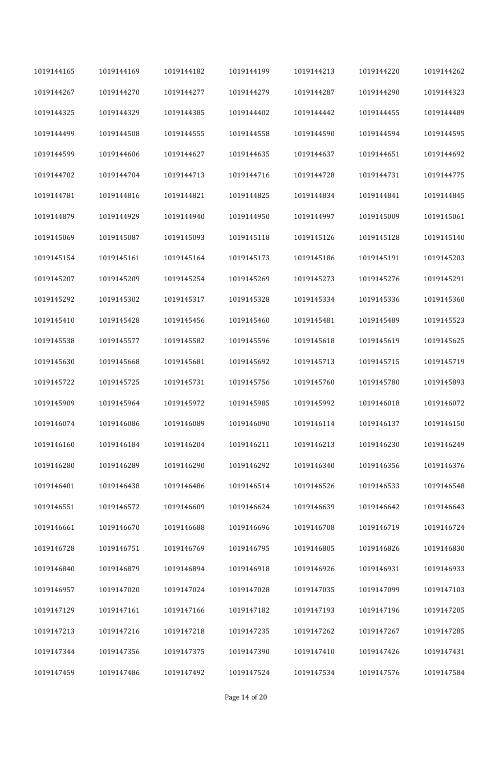| 1019144165 | 1019144169 | 1019144182 | 1019144199 | 1019144213 | 1019144220 | 1019144262 |
|---|---|---|---|---|---|---|
| 1019144267 | 1019144270 | 1019144277 | 1019144279 | 1019144287 | 1019144290 | 1019144323 |
| 1019144325 | 1019144329 | 1019144385 | 1019144402 | 1019144442 | 1019144455 | 1019144489 |
| 1019144499 | 1019144508 | 1019144555 | 1019144558 | 1019144590 | 1019144594 | 1019144595 |
| 1019144599 | 1019144606 | 1019144627 | 1019144635 | 1019144637 | 1019144651 | 1019144692 |
| 1019144702 | 1019144704 | 1019144713 | 1019144716 | 1019144728 | 1019144731 | 1019144775 |
| 1019144781 | 1019144816 | 1019144821 | 1019144825 | 1019144834 | 1019144841 | 1019144845 |
| 1019144879 | 1019144929 | 1019144940 | 1019144950 | 1019144997 | 1019145009 | 1019145061 |
| 1019145069 | 1019145087 | 1019145093 | 1019145118 | 1019145126 | 1019145128 | 1019145140 |
| 1019145154 | 1019145161 | 1019145164 | 1019145173 | 1019145186 | 1019145191 | 1019145203 |
| 1019145207 | 1019145209 | 1019145254 | 1019145269 | 1019145273 | 1019145276 | 1019145291 |
| 1019145292 | 1019145302 | 1019145317 | 1019145328 | 1019145334 | 1019145336 | 1019145360 |
| 1019145410 | 1019145428 | 1019145456 | 1019145460 | 1019145481 | 1019145489 | 1019145523 |
| 1019145538 | 1019145577 | 1019145582 | 1019145596 | 1019145618 | 1019145619 | 1019145625 |
| 1019145630 | 1019145668 | 1019145681 | 1019145692 | 1019145713 | 1019145715 | 1019145719 |
| 1019145722 | 1019145725 | 1019145731 | 1019145756 | 1019145760 | 1019145780 | 1019145893 |
| 1019145909 | 1019145964 | 1019145972 | 1019145985 | 1019145992 | 1019146018 | 1019146072 |
| 1019146074 | 1019146086 | 1019146089 | 1019146090 | 1019146114 | 1019146137 | 1019146150 |
| 1019146160 | 1019146184 | 1019146204 | 1019146211 | 1019146213 | 1019146230 | 1019146249 |
| 1019146280 | 1019146289 | 1019146290 | 1019146292 | 1019146340 | 1019146356 | 1019146376 |
| 1019146401 | 1019146438 | 1019146486 | 1019146514 | 1019146526 | 1019146533 | 1019146548 |
| 1019146551 | 1019146572 | 1019146609 | 1019146624 | 1019146639 | 1019146642 | 1019146643 |
| 1019146661 | 1019146670 | 1019146688 | 1019146696 | 1019146708 | 1019146719 | 1019146724 |
| 1019146728 | 1019146751 | 1019146769 | 1019146795 | 1019146805 | 1019146826 | 1019146830 |
| 1019146840 | 1019146879 | 1019146894 | 1019146918 | 1019146926 | 1019146931 | 1019146933 |
| 1019146957 | 1019147020 | 1019147024 | 1019147028 | 1019147035 | 1019147099 | 1019147103 |
| 1019147129 | 1019147161 | 1019147166 | 1019147182 | 1019147193 | 1019147196 | 1019147205 |
| 1019147213 | 1019147216 | 1019147218 | 1019147235 | 1019147262 | 1019147267 | 1019147285 |
| 1019147344 | 1019147356 | 1019147375 | 1019147390 | 1019147410 | 1019147426 | 1019147431 |
| 1019147459 | 1019147486 | 1019147492 | 1019147524 | 1019147534 | 1019147576 | 1019147584 |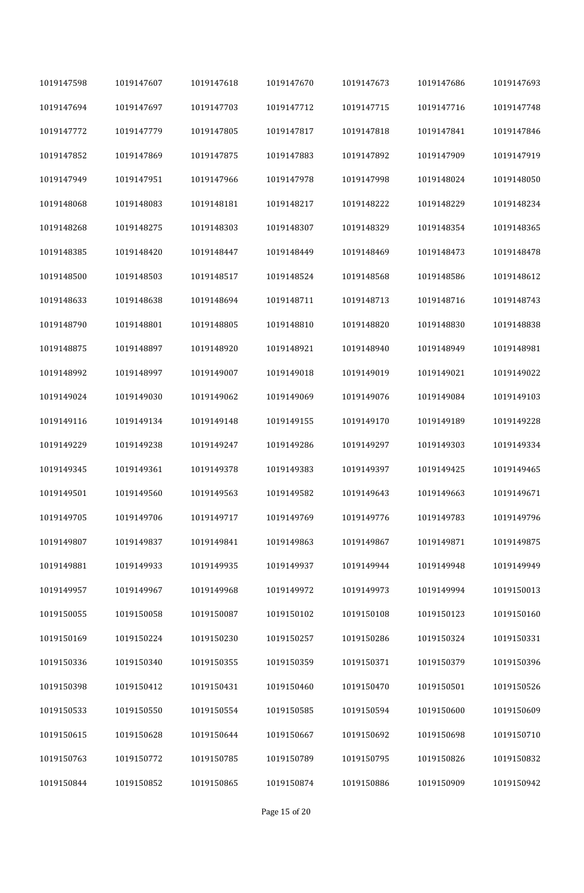| | | | | | | |
|---|---|---|---|---|---|---|
| 1019147598 | 1019147607 | 1019147618 | 1019147670 | 1019147673 | 1019147686 | 1019147693 |
| 1019147694 | 1019147697 | 1019147703 | 1019147712 | 1019147715 | 1019147716 | 1019147748 |
| 1019147772 | 1019147779 | 1019147805 | 1019147817 | 1019147818 | 1019147841 | 1019147846 |
| 1019147852 | 1019147869 | 1019147875 | 1019147883 | 1019147892 | 1019147909 | 1019147919 |
| 1019147949 | 1019147951 | 1019147966 | 1019147978 | 1019147998 | 1019148024 | 1019148050 |
| 1019148068 | 1019148083 | 1019148181 | 1019148217 | 1019148222 | 1019148229 | 1019148234 |
| 1019148268 | 1019148275 | 1019148303 | 1019148307 | 1019148329 | 1019148354 | 1019148365 |
| 1019148385 | 1019148420 | 1019148447 | 1019148449 | 1019148469 | 1019148473 | 1019148478 |
| 1019148500 | 1019148503 | 1019148517 | 1019148524 | 1019148568 | 1019148586 | 1019148612 |
| 1019148633 | 1019148638 | 1019148694 | 1019148711 | 1019148713 | 1019148716 | 1019148743 |
| 1019148790 | 1019148801 | 1019148805 | 1019148810 | 1019148820 | 1019148830 | 1019148838 |
| 1019148875 | 1019148897 | 1019148920 | 1019148921 | 1019148940 | 1019148949 | 1019148981 |
| 1019148992 | 1019148997 | 1019149007 | 1019149018 | 1019149019 | 1019149021 | 1019149022 |
| 1019149024 | 1019149030 | 1019149062 | 1019149069 | 1019149076 | 1019149084 | 1019149103 |
| 1019149116 | 1019149134 | 1019149148 | 1019149155 | 1019149170 | 1019149189 | 1019149228 |
| 1019149229 | 1019149238 | 1019149247 | 1019149286 | 1019149297 | 1019149303 | 1019149334 |
| 1019149345 | 1019149361 | 1019149378 | 1019149383 | 1019149397 | 1019149425 | 1019149465 |
| 1019149501 | 1019149560 | 1019149563 | 1019149582 | 1019149643 | 1019149663 | 1019149671 |
| 1019149705 | 1019149706 | 1019149717 | 1019149769 | 1019149776 | 1019149783 | 1019149796 |
| 1019149807 | 1019149837 | 1019149841 | 1019149863 | 1019149867 | 1019149871 | 1019149875 |
| 1019149881 | 1019149933 | 1019149935 | 1019149937 | 1019149944 | 1019149948 | 1019149949 |
| 1019149957 | 1019149967 | 1019149968 | 1019149972 | 1019149973 | 1019149994 | 1019150013 |
| 1019150055 | 1019150058 | 1019150087 | 1019150102 | 1019150108 | 1019150123 | 1019150160 |
| 1019150169 | 1019150224 | 1019150230 | 1019150257 | 1019150286 | 1019150324 | 1019150331 |
| 1019150336 | 1019150340 | 1019150355 | 1019150359 | 1019150371 | 1019150379 | 1019150396 |
| 1019150398 | 1019150412 | 1019150431 | 1019150460 | 1019150470 | 1019150501 | 1019150526 |
| 1019150533 | 1019150550 | 1019150554 | 1019150585 | 1019150594 | 1019150600 | 1019150609 |
| 1019150615 | 1019150628 | 1019150644 | 1019150667 | 1019150692 | 1019150698 | 1019150710 |
| 1019150763 | 1019150772 | 1019150785 | 1019150789 | 1019150795 | 1019150826 | 1019150832 |
| 1019150844 | 1019150852 | 1019150865 | 1019150874 | 1019150886 | 1019150909 | 1019150942 |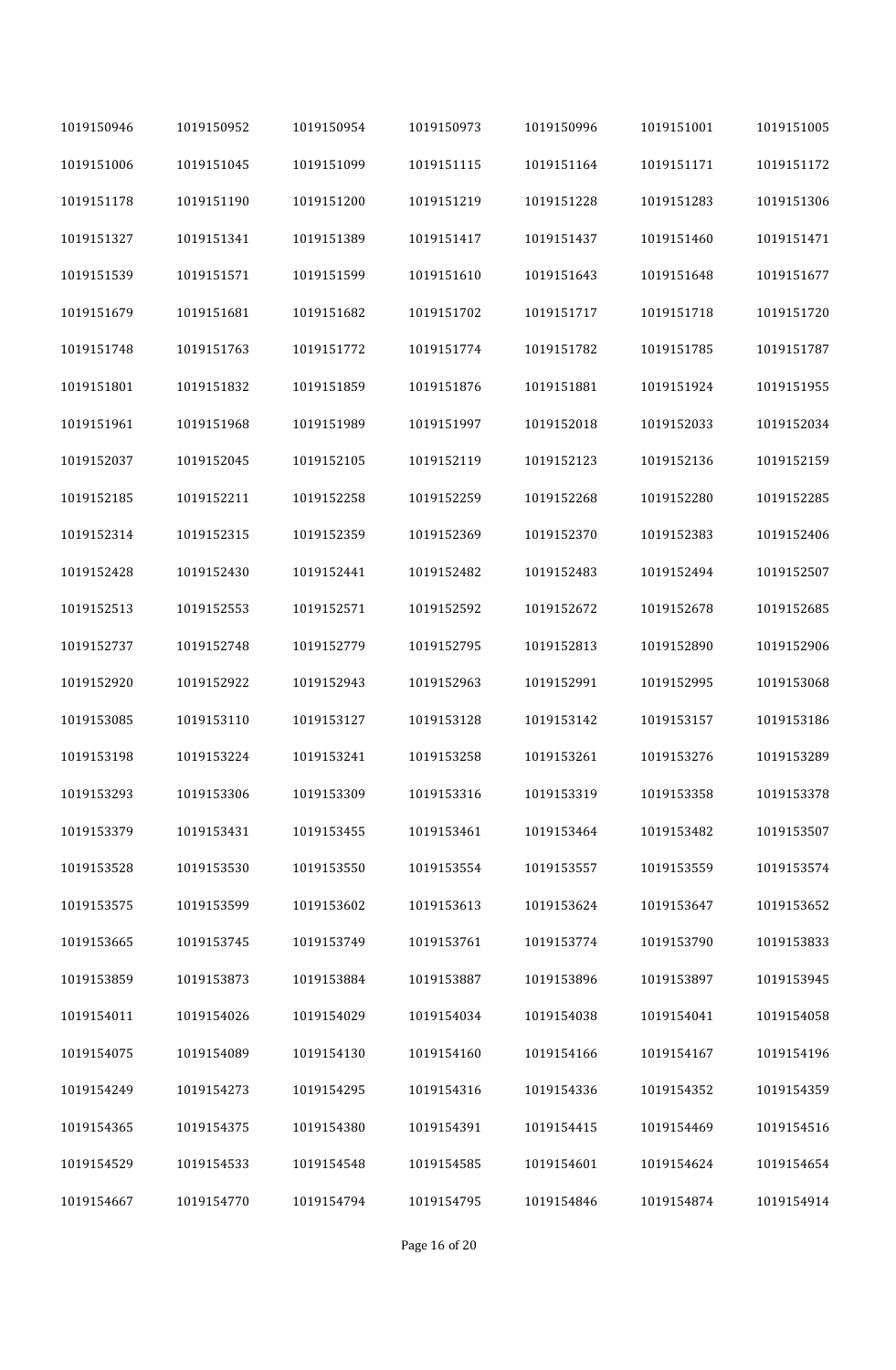| | | | | | | |
|---|---|---|---|---|---|---|
| 1019150946 | 1019150952 | 1019150954 | 1019150973 | 1019150996 | 1019151001 | 1019151005 |
| 1019151006 | 1019151045 | 1019151099 | 1019151115 | 1019151164 | 1019151171 | 1019151172 |
| 1019151178 | 1019151190 | 1019151200 | 1019151219 | 1019151228 | 1019151283 | 1019151306 |
| 1019151327 | 1019151341 | 1019151389 | 1019151417 | 1019151437 | 1019151460 | 1019151471 |
| 1019151539 | 1019151571 | 1019151599 | 1019151610 | 1019151643 | 1019151648 | 1019151677 |
| 1019151679 | 1019151681 | 1019151682 | 1019151702 | 1019151717 | 1019151718 | 1019151720 |
| 1019151748 | 1019151763 | 1019151772 | 1019151774 | 1019151782 | 1019151785 | 1019151787 |
| 1019151801 | 1019151832 | 1019151859 | 1019151876 | 1019151881 | 1019151924 | 1019151955 |
| 1019151961 | 1019151968 | 1019151989 | 1019151997 | 1019152018 | 1019152033 | 1019152034 |
| 1019152037 | 1019152045 | 1019152105 | 1019152119 | 1019152123 | 1019152136 | 1019152159 |
| 1019152185 | 1019152211 | 1019152258 | 1019152259 | 1019152268 | 1019152280 | 1019152285 |
| 1019152314 | 1019152315 | 1019152359 | 1019152369 | 1019152370 | 1019152383 | 1019152406 |
| 1019152428 | 1019152430 | 1019152441 | 1019152482 | 1019152483 | 1019152494 | 1019152507 |
| 1019152513 | 1019152553 | 1019152571 | 1019152592 | 1019152672 | 1019152678 | 1019152685 |
| 1019152737 | 1019152748 | 1019152779 | 1019152795 | 1019152813 | 1019152890 | 1019152906 |
| 1019152920 | 1019152922 | 1019152943 | 1019152963 | 1019152991 | 1019152995 | 1019153068 |
| 1019153085 | 1019153110 | 1019153127 | 1019153128 | 1019153142 | 1019153157 | 1019153186 |
| 1019153198 | 1019153224 | 1019153241 | 1019153258 | 1019153261 | 1019153276 | 1019153289 |
| 1019153293 | 1019153306 | 1019153309 | 1019153316 | 1019153319 | 1019153358 | 1019153378 |
| 1019153379 | 1019153431 | 1019153455 | 1019153461 | 1019153464 | 1019153482 | 1019153507 |
| 1019153528 | 1019153530 | 1019153550 | 1019153554 | 1019153557 | 1019153559 | 1019153574 |
| 1019153575 | 1019153599 | 1019153602 | 1019153613 | 1019153624 | 1019153647 | 1019153652 |
| 1019153665 | 1019153745 | 1019153749 | 1019153761 | 1019153774 | 1019153790 | 1019153833 |
| 1019153859 | 1019153873 | 1019153884 | 1019153887 | 1019153896 | 1019153897 | 1019153945 |
| 1019154011 | 1019154026 | 1019154029 | 1019154034 | 1019154038 | 1019154041 | 1019154058 |
| 1019154075 | 1019154089 | 1019154130 | 1019154160 | 1019154166 | 1019154167 | 1019154196 |
| 1019154249 | 1019154273 | 1019154295 | 1019154316 | 1019154336 | 1019154352 | 1019154359 |
| 1019154365 | 1019154375 | 1019154380 | 1019154391 | 1019154415 | 1019154469 | 1019154516 |
| 1019154529 | 1019154533 | 1019154548 | 1019154585 | 1019154601 | 1019154624 | 1019154654 |
| 1019154667 | 1019154770 | 1019154794 | 1019154795 | 1019154846 | 1019154874 | 1019154914 |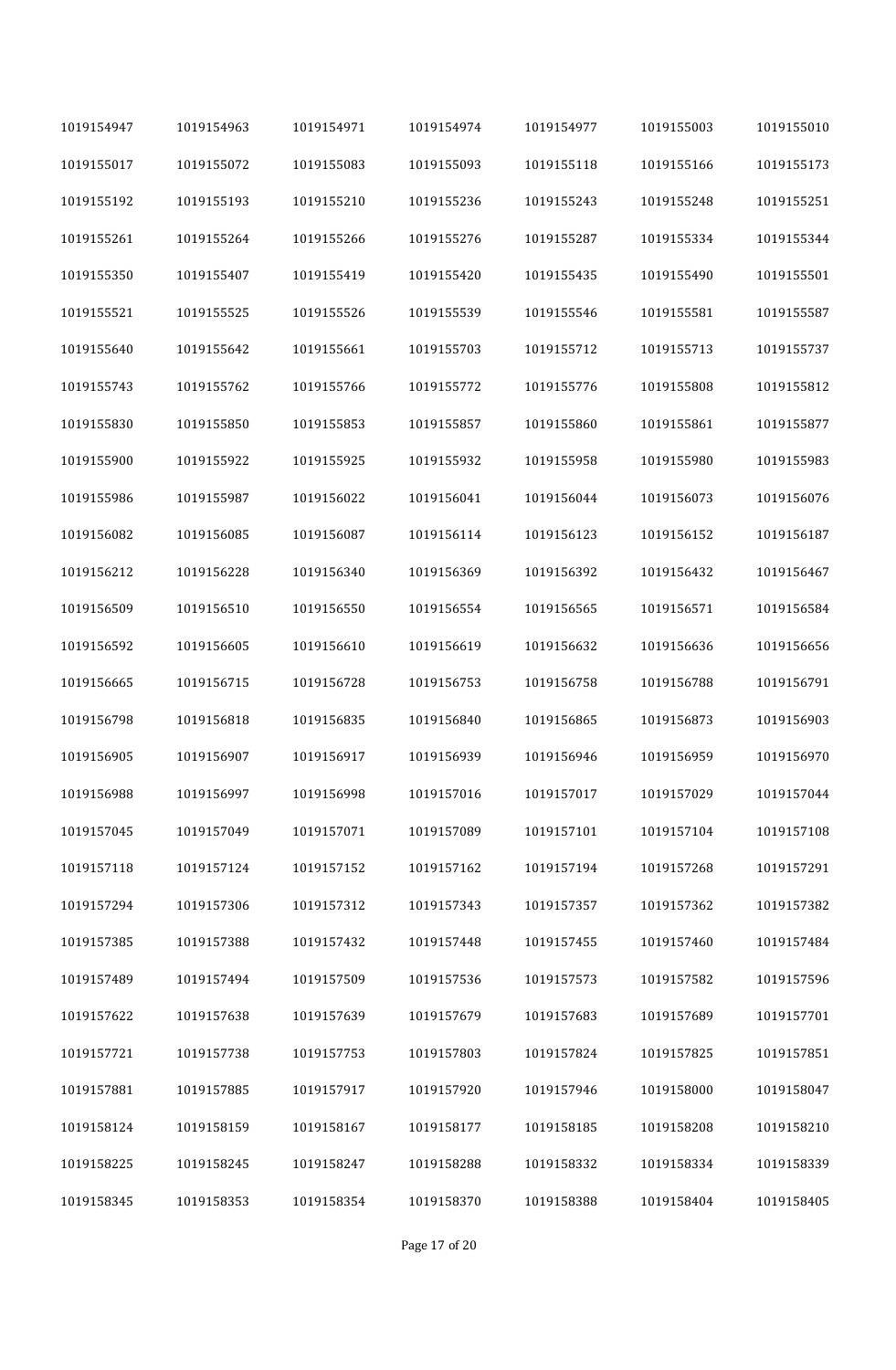| | | | | | | |
|---|---|---|---|---|---|---|
| 1019154947 | 1019154963 | 1019154971 | 1019154974 | 1019154977 | 1019155003 | 1019155010 |
| 1019155017 | 1019155072 | 1019155083 | 1019155093 | 1019155118 | 1019155166 | 1019155173 |
| 1019155192 | 1019155193 | 1019155210 | 1019155236 | 1019155243 | 1019155248 | 1019155251 |
| 1019155261 | 1019155264 | 1019155266 | 1019155276 | 1019155287 | 1019155334 | 1019155344 |
| 1019155350 | 1019155407 | 1019155419 | 1019155420 | 1019155435 | 1019155490 | 1019155501 |
| 1019155521 | 1019155525 | 1019155526 | 1019155539 | 1019155546 | 1019155581 | 1019155587 |
| 1019155640 | 1019155642 | 1019155661 | 1019155703 | 1019155712 | 1019155713 | 1019155737 |
| 1019155743 | 1019155762 | 1019155766 | 1019155772 | 1019155776 | 1019155808 | 1019155812 |
| 1019155830 | 1019155850 | 1019155853 | 1019155857 | 1019155860 | 1019155861 | 1019155877 |
| 1019155900 | 1019155922 | 1019155925 | 1019155932 | 1019155958 | 1019155980 | 1019155983 |
| 1019155986 | 1019155987 | 1019156022 | 1019156041 | 1019156044 | 1019156073 | 1019156076 |
| 1019156082 | 1019156085 | 1019156087 | 1019156114 | 1019156123 | 1019156152 | 1019156187 |
| 1019156212 | 1019156228 | 1019156340 | 1019156369 | 1019156392 | 1019156432 | 1019156467 |
| 1019156509 | 1019156510 | 1019156550 | 1019156554 | 1019156565 | 1019156571 | 1019156584 |
| 1019156592 | 1019156605 | 1019156610 | 1019156619 | 1019156632 | 1019156636 | 1019156656 |
| 1019156665 | 1019156715 | 1019156728 | 1019156753 | 1019156758 | 1019156788 | 1019156791 |
| 1019156798 | 1019156818 | 1019156835 | 1019156840 | 1019156865 | 1019156873 | 1019156903 |
| 1019156905 | 1019156907 | 1019156917 | 1019156939 | 1019156946 | 1019156959 | 1019156970 |
| 1019156988 | 1019156997 | 1019156998 | 1019157016 | 1019157017 | 1019157029 | 1019157044 |
| 1019157045 | 1019157049 | 1019157071 | 1019157089 | 1019157101 | 1019157104 | 1019157108 |
| 1019157118 | 1019157124 | 1019157152 | 1019157162 | 1019157194 | 1019157268 | 1019157291 |
| 1019157294 | 1019157306 | 1019157312 | 1019157343 | 1019157357 | 1019157362 | 1019157382 |
| 1019157385 | 1019157388 | 1019157432 | 1019157448 | 1019157455 | 1019157460 | 1019157484 |
| 1019157489 | 1019157494 | 1019157509 | 1019157536 | 1019157573 | 1019157582 | 1019157596 |
| 1019157622 | 1019157638 | 1019157639 | 1019157679 | 1019157683 | 1019157689 | 1019157701 |
| 1019157721 | 1019157738 | 1019157753 | 1019157803 | 1019157824 | 1019157825 | 1019157851 |
| 1019157881 | 1019157885 | 1019157917 | 1019157920 | 1019157946 | 1019158000 | 1019158047 |
| 1019158124 | 1019158159 | 1019158167 | 1019158177 | 1019158185 | 1019158208 | 1019158210 |
| 1019158225 | 1019158245 | 1019158247 | 1019158288 | 1019158332 | 1019158334 | 1019158339 |
| 1019158345 | 1019158353 | 1019158354 | 1019158370 | 1019158388 | 1019158404 | 1019158405 |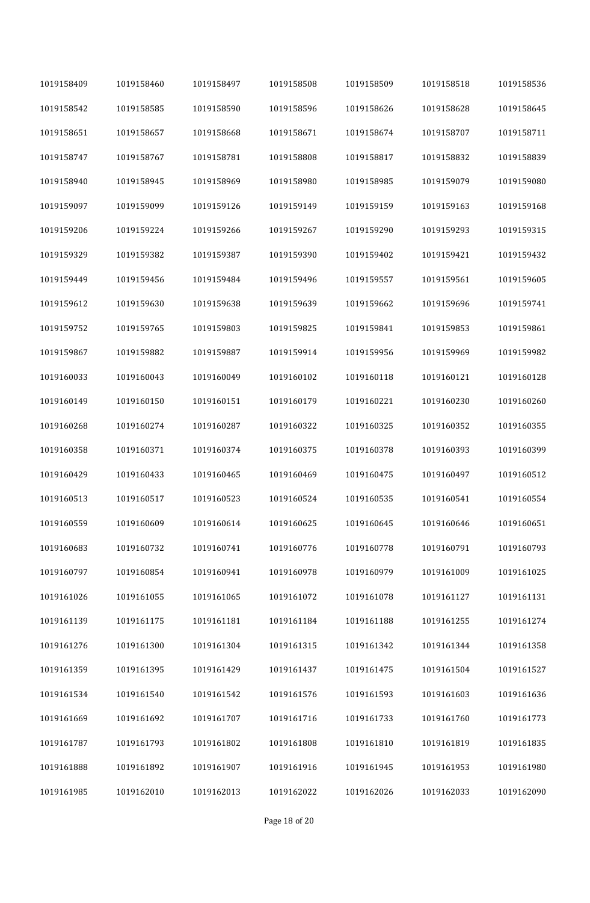| | | | | | | |
|---|---|---|---|---|---|---|
| 1019158409 | 1019158460 | 1019158497 | 1019158508 | 1019158509 | 1019158518 | 1019158536 |
| 1019158542 | 1019158585 | 1019158590 | 1019158596 | 1019158626 | 1019158628 | 1019158645 |
| 1019158651 | 1019158657 | 1019158668 | 1019158671 | 1019158674 | 1019158707 | 1019158711 |
| 1019158747 | 1019158767 | 1019158781 | 1019158808 | 1019158817 | 1019158832 | 1019158839 |
| 1019158940 | 1019158945 | 1019158969 | 1019158980 | 1019158985 | 1019159079 | 1019159080 |
| 1019159097 | 1019159099 | 1019159126 | 1019159149 | 1019159159 | 1019159163 | 1019159168 |
| 1019159206 | 1019159224 | 1019159266 | 1019159267 | 1019159290 | 1019159293 | 1019159315 |
| 1019159329 | 1019159382 | 1019159387 | 1019159390 | 1019159402 | 1019159421 | 1019159432 |
| 1019159449 | 1019159456 | 1019159484 | 1019159496 | 1019159557 | 1019159561 | 1019159605 |
| 1019159612 | 1019159630 | 1019159638 | 1019159639 | 1019159662 | 1019159696 | 1019159741 |
| 1019159752 | 1019159765 | 1019159803 | 1019159825 | 1019159841 | 1019159853 | 1019159861 |
| 1019159867 | 1019159882 | 1019159887 | 1019159914 | 1019159956 | 1019159969 | 1019159982 |
| 1019160033 | 1019160043 | 1019160049 | 1019160102 | 1019160118 | 1019160121 | 1019160128 |
| 1019160149 | 1019160150 | 1019160151 | 1019160179 | 1019160221 | 1019160230 | 1019160260 |
| 1019160268 | 1019160274 | 1019160287 | 1019160322 | 1019160325 | 1019160352 | 1019160355 |
| 1019160358 | 1019160371 | 1019160374 | 1019160375 | 1019160378 | 1019160393 | 1019160399 |
| 1019160429 | 1019160433 | 1019160465 | 1019160469 | 1019160475 | 1019160497 | 1019160512 |
| 1019160513 | 1019160517 | 1019160523 | 1019160524 | 1019160535 | 1019160541 | 1019160554 |
| 1019160559 | 1019160609 | 1019160614 | 1019160625 | 1019160645 | 1019160646 | 1019160651 |
| 1019160683 | 1019160732 | 1019160741 | 1019160776 | 1019160778 | 1019160791 | 1019160793 |
| 1019160797 | 1019160854 | 1019160941 | 1019160978 | 1019160979 | 1019161009 | 1019161025 |
| 1019161026 | 1019161055 | 1019161065 | 1019161072 | 1019161078 | 1019161127 | 1019161131 |
| 1019161139 | 1019161175 | 1019161181 | 1019161184 | 1019161188 | 1019161255 | 1019161274 |
| 1019161276 | 1019161300 | 1019161304 | 1019161315 | 1019161342 | 1019161344 | 1019161358 |
| 1019161359 | 1019161395 | 1019161429 | 1019161437 | 1019161475 | 1019161504 | 1019161527 |
| 1019161534 | 1019161540 | 1019161542 | 1019161576 | 1019161593 | 1019161603 | 1019161636 |
| 1019161669 | 1019161692 | 1019161707 | 1019161716 | 1019161733 | 1019161760 | 1019161773 |
| 1019161787 | 1019161793 | 1019161802 | 1019161808 | 1019161810 | 1019161819 | 1019161835 |
| 1019161888 | 1019161892 | 1019161907 | 1019161916 | 1019161945 | 1019161953 | 1019161980 |
| 1019161985 | 1019162010 | 1019162013 | 1019162022 | 1019162026 | 1019162033 | 1019162090 |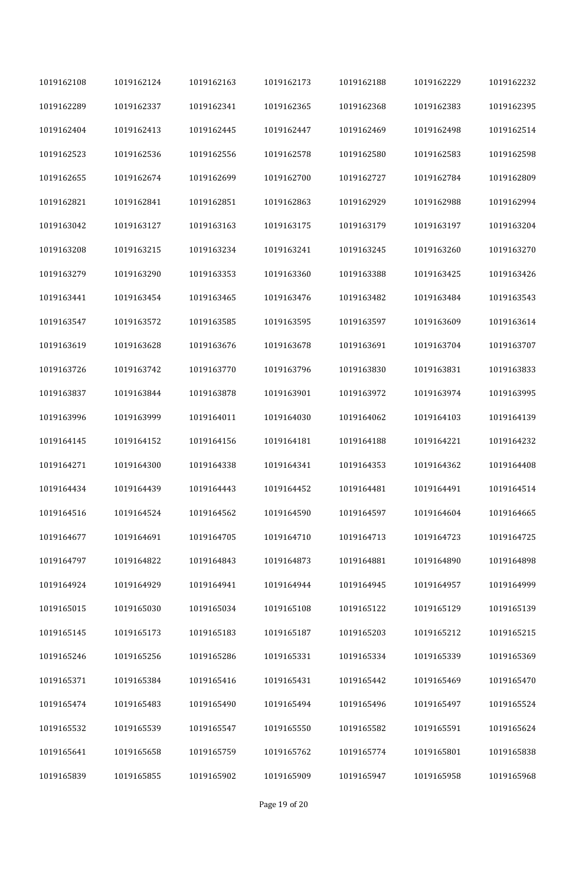| | | | | | | |
|---|---|---|---|---|---|---|
| 1019162108 | 1019162124 | 1019162163 | 1019162173 | 1019162188 | 1019162229 | 1019162232 |
| 1019162289 | 1019162337 | 1019162341 | 1019162365 | 1019162368 | 1019162383 | 1019162395 |
| 1019162404 | 1019162413 | 1019162445 | 1019162447 | 1019162469 | 1019162498 | 1019162514 |
| 1019162523 | 1019162536 | 1019162556 | 1019162578 | 1019162580 | 1019162583 | 1019162598 |
| 1019162655 | 1019162674 | 1019162699 | 1019162700 | 1019162727 | 1019162784 | 1019162809 |
| 1019162821 | 1019162841 | 1019162851 | 1019162863 | 1019162929 | 1019162988 | 1019162994 |
| 1019163042 | 1019163127 | 1019163163 | 1019163175 | 1019163179 | 1019163197 | 1019163204 |
| 1019163208 | 1019163215 | 1019163234 | 1019163241 | 1019163245 | 1019163260 | 1019163270 |
| 1019163279 | 1019163290 | 1019163353 | 1019163360 | 1019163388 | 1019163425 | 1019163426 |
| 1019163441 | 1019163454 | 1019163465 | 1019163476 | 1019163482 | 1019163484 | 1019163543 |
| 1019163547 | 1019163572 | 1019163585 | 1019163595 | 1019163597 | 1019163609 | 1019163614 |
| 1019163619 | 1019163628 | 1019163676 | 1019163678 | 1019163691 | 1019163704 | 1019163707 |
| 1019163726 | 1019163742 | 1019163770 | 1019163796 | 1019163830 | 1019163831 | 1019163833 |
| 1019163837 | 1019163844 | 1019163878 | 1019163901 | 1019163972 | 1019163974 | 1019163995 |
| 1019163996 | 1019163999 | 1019164011 | 1019164030 | 1019164062 | 1019164103 | 1019164139 |
| 1019164145 | 1019164152 | 1019164156 | 1019164181 | 1019164188 | 1019164221 | 1019164232 |
| 1019164271 | 1019164300 | 1019164338 | 1019164341 | 1019164353 | 1019164362 | 1019164408 |
| 1019164434 | 1019164439 | 1019164443 | 1019164452 | 1019164481 | 1019164491 | 1019164514 |
| 1019164516 | 1019164524 | 1019164562 | 1019164590 | 1019164597 | 1019164604 | 1019164665 |
| 1019164677 | 1019164691 | 1019164705 | 1019164710 | 1019164713 | 1019164723 | 1019164725 |
| 1019164797 | 1019164822 | 1019164843 | 1019164873 | 1019164881 | 1019164890 | 1019164898 |
| 1019164924 | 1019164929 | 1019164941 | 1019164944 | 1019164945 | 1019164957 | 1019164999 |
| 1019165015 | 1019165030 | 1019165034 | 1019165108 | 1019165122 | 1019165129 | 1019165139 |
| 1019165145 | 1019165173 | 1019165183 | 1019165187 | 1019165203 | 1019165212 | 1019165215 |
| 1019165246 | 1019165256 | 1019165286 | 1019165331 | 1019165334 | 1019165339 | 1019165369 |
| 1019165371 | 1019165384 | 1019165416 | 1019165431 | 1019165442 | 1019165469 | 1019165470 |
| 1019165474 | 1019165483 | 1019165490 | 1019165494 | 1019165496 | 1019165497 | 1019165524 |
| 1019165532 | 1019165539 | 1019165547 | 1019165550 | 1019165582 | 1019165591 | 1019165624 |
| 1019165641 | 1019165658 | 1019165759 | 1019165762 | 1019165774 | 1019165801 | 1019165838 |
| 1019165839 | 1019165855 | 1019165902 | 1019165909 | 1019165947 | 1019165958 | 1019165968 |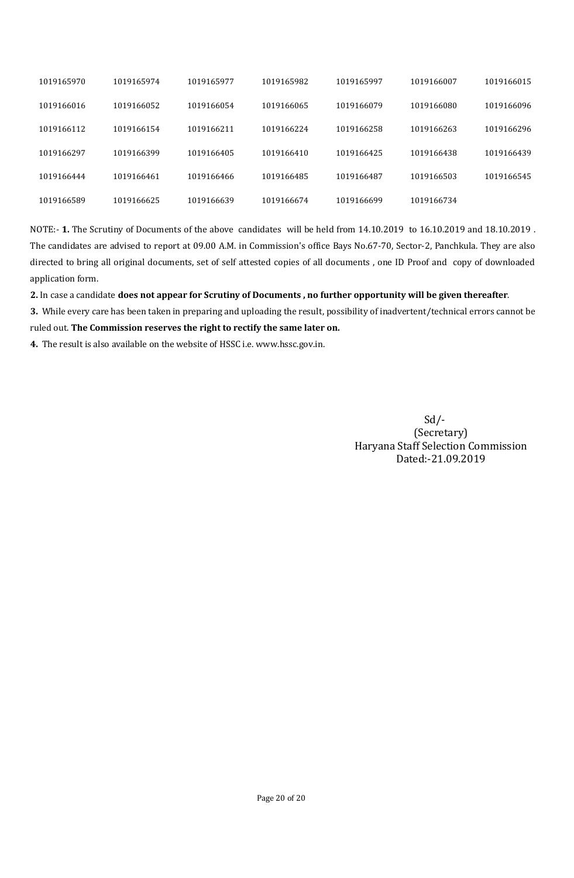| | | | | | | |
|---|---|---|---|---|---|---|
| 1019165970 | 1019165974 | 1019165977 | 1019165982 | 1019165997 | 1019166007 | 1019166015 |
| 1019166016 | 1019166052 | 1019166054 | 1019166065 | 1019166079 | 1019166080 | 1019166096 |
| 1019166112 | 1019166154 | 1019166211 | 1019166224 | 1019166258 | 1019166263 | 1019166296 |
| 1019166297 | 1019166399 | 1019166405 | 1019166410 | 1019166425 | 1019166438 | 1019166439 |
| 1019166444 | 1019166461 | 1019166466 | 1019166485 | 1019166487 | 1019166503 | 1019166545 |
| 1019166589 | 1019166625 | 1019166639 | 1019166674 | 1019166699 | 1019166734 | |

NOTE:- **1.** The Scrutiny of Documents of the above candidates will be held from 14.10.2019 to 16.10.2019 and 18.10.2019 . The candidates are advised to report at 09.00 A.M. in Commission's office Bays No.67-70, Sector-2, Panchkula. They are also directed to bring all original documents, set of self attested copies of all documents , one ID Proof and copy of downloaded application form.

**2.** In case a candidate **does not appear for Scrutiny of Documents , no further opportunity will be given thereafter**.

**3.** While every care has been taken in preparing and uploading the result, possibility of inadvertent/technical errors cannot be ruled out. **The Commission reserves the right to rectify the same later on.**

**4.** The result is also available on the website of HSSC i.e. www.hssc.gov.in.

Sd/-
(Secretary)
Haryana Staff Selection Commission
Dated:-21.09.2019